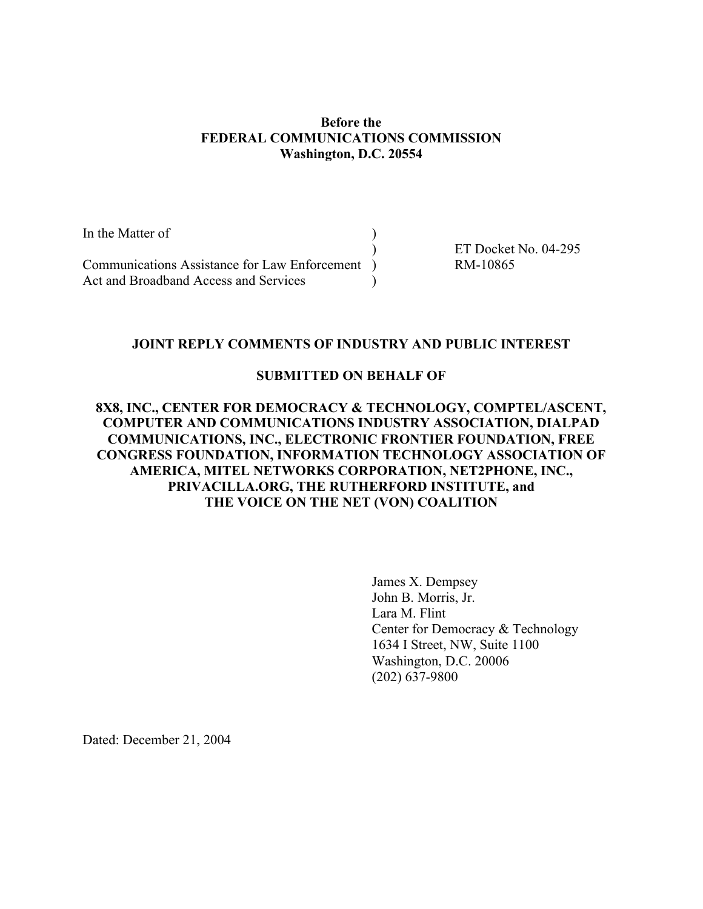**Before the**
**FEDERAL COMMUNICATIONS COMMISSION**
**Washington, D.C. 20554**

| | | |
|---|---|---|
| In the Matter of | ) | |
| | ) | ET Docket No. 04-295 |
| Communications Assistance for Law Enforcement | ) | RM-10865 |
| Act and Broadband Access and Services | ) | |

**JOINT REPLY COMMENTS OF INDUSTRY AND PUBLIC INTEREST**

**SUBMITTED ON BEHALF OF**

**8X8, INC., CENTER FOR DEMOCRACY & TECHNOLOGY, COMPTEL/ASCENT, COMPUTER AND COMMUNICATIONS INDUSTRY ASSOCIATION, DIALPAD COMMUNICATIONS, INC., ELECTRONIC FRONTIER FOUNDATION, FREE CONGRESS FOUNDATION, INFORMATION TECHNOLOGY ASSOCIATION OF AMERICA, MITEL NETWORKS CORPORATION, NET2PHONE, INC., PRIVACILLA.ORG, THE RUTHERFORD INSTITUTE, and THE VOICE ON THE NET (VON) COALITION**

James X. Dempsey
John B. Morris, Jr.
Lara M. Flint
Center for Democracy & Technology
1634 I Street, NW, Suite 1100
Washington, D.C. 20006
(202) 637-9800

Dated: December 21, 2004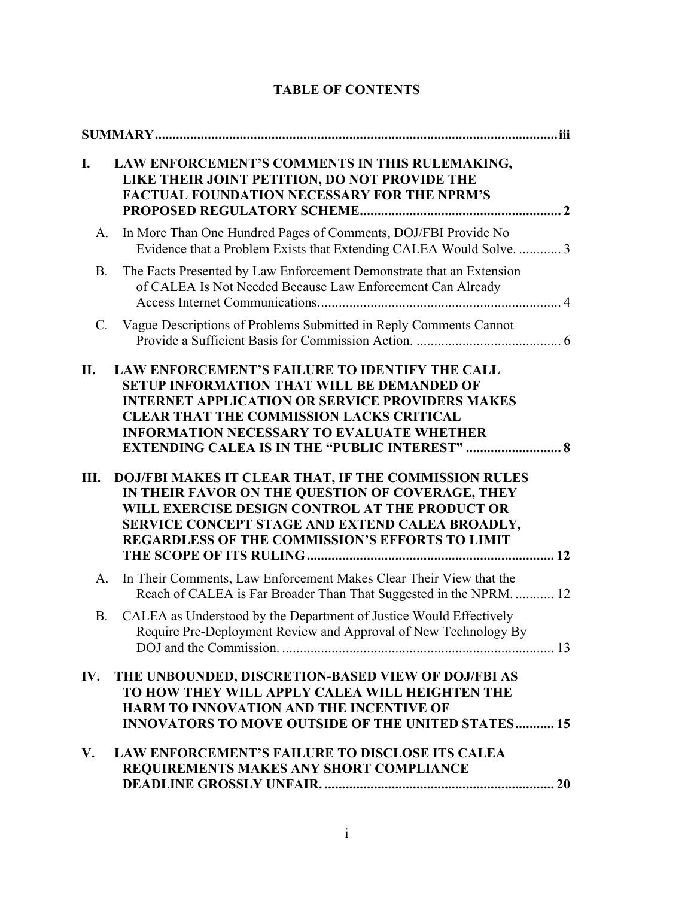## TABLE OF CONTENTS

**SUMMARY** .......... iii

**I. LAW ENFORCEMENT'S COMMENTS IN THIS RULEMAKING, LIKE THEIR JOINT PETITION, DO NOT PROVIDE THE FACTUAL FOUNDATION NECESSARY FOR THE NPRM'S PROPOSED REGULATORY SCHEME** .......... **2**

- A. In More Than One Hundred Pages of Comments, DOJ/FBI Provide No Evidence that a Problem Exists that Extending CALEA Would Solve. .......... 3
- B. The Facts Presented by Law Enforcement Demonstrate that an Extension of CALEA Is Not Needed Because Law Enforcement Can Already Access Internet Communications. .......... 4
- C. Vague Descriptions of Problems Submitted in Reply Comments Cannot Provide a Sufficient Basis for Commission Action. .......... 6

**II. LAW ENFORCEMENT'S FAILURE TO IDENTIFY THE CALL SETUP INFORMATION THAT WILL BE DEMANDED OF INTERNET APPLICATION OR SERVICE PROVIDERS MAKES CLEAR THAT THE COMMISSION LACKS CRITICAL INFORMATION NECESSARY TO EVALUATE WHETHER EXTENDING CALEA IS IN THE "PUBLIC INTEREST"** .......... **8**

**III. DOJ/FBI MAKES IT CLEAR THAT, IF THE COMMISSION RULES IN THEIR FAVOR ON THE QUESTION OF COVERAGE, THEY WILL EXERCISE DESIGN CONTROL AT THE PRODUCT OR SERVICE CONCEPT STAGE AND EXTEND CALEA BROADLY, REGARDLESS OF THE COMMISSION'S EFFORTS TO LIMIT THE SCOPE OF ITS RULING** .......... **12**

- A. In Their Comments, Law Enforcement Makes Clear Their View that the Reach of CALEA is Far Broader Than That Suggested in the NPRM. .......... 12
- B. CALEA as Understood by the Department of Justice Would Effectively Require Pre-Deployment Review and Approval of New Technology By DOJ and the Commission. .......... 13

**IV. THE UNBOUNDED, DISCRETION-BASED VIEW OF DOJ/FBI AS TO HOW THEY WILL APPLY CALEA WILL HEIGHTEN THE HARM TO INNOVATION AND THE INCENTIVE OF INNOVATORS TO MOVE OUTSIDE OF THE UNITED STATES** .......... **15**

**V. LAW ENFORCEMENT'S FAILURE TO DISCLOSE ITS CALEA REQUIREMENTS MAKES ANY SHORT COMPLIANCE DEADLINE GROSSLY UNFAIR.** .......... **20**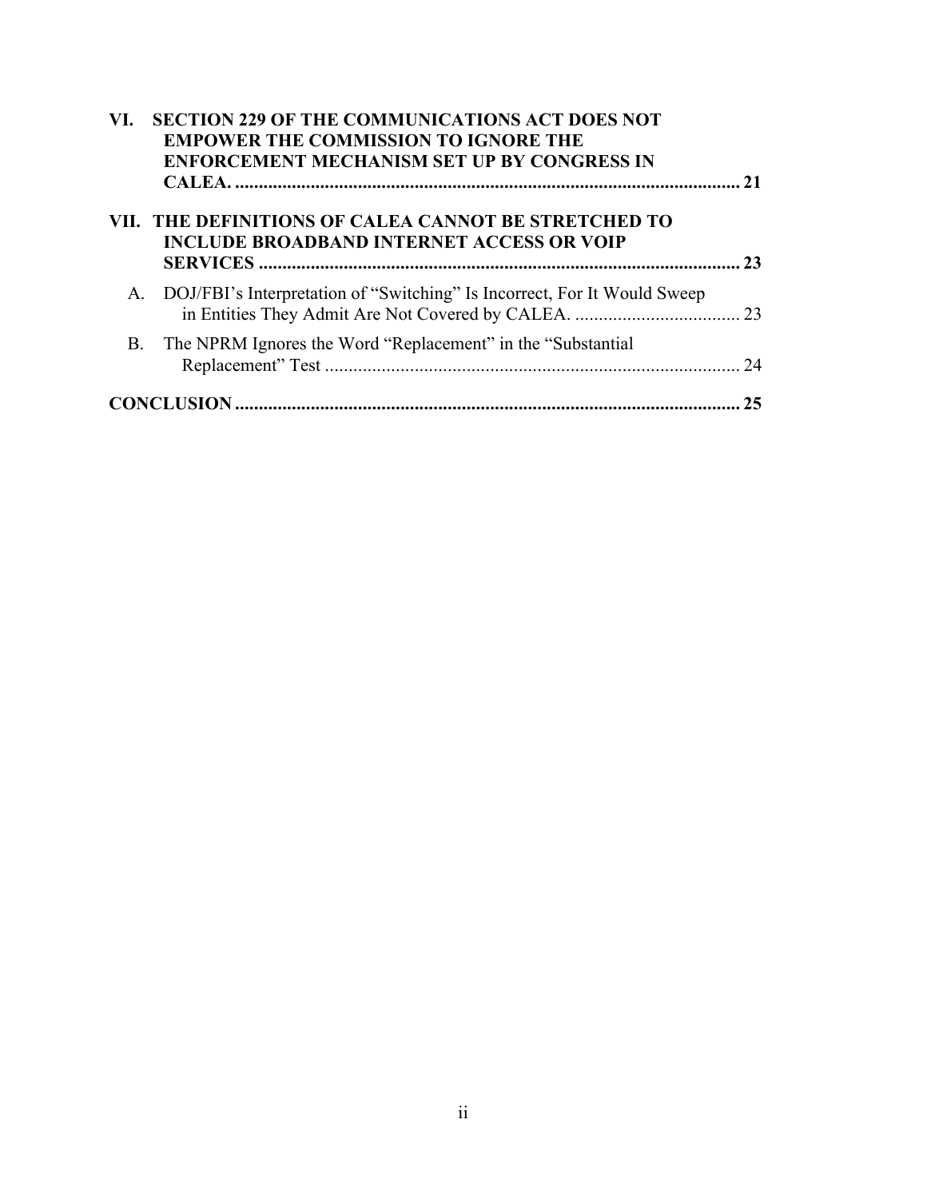**VI. SECTION 229 OF THE COMMUNICATIONS ACT DOES NOT EMPOWER THE COMMISSION TO IGNORE THE ENFORCEMENT MECHANISM SET UP BY CONGRESS IN CALEA. .......... 21**

**VII. THE DEFINITIONS OF CALEA CANNOT BE STRETCHED TO INCLUDE BROADBAND INTERNET ACCESS OR VOIP SERVICES .......... 23**

- A. DOJ/FBI's Interpretation of "Switching" Is Incorrect, For It Would Sweep in Entities They Admit Are Not Covered by CALEA. .......... 23
- B. The NPRM Ignores the Word "Replacement" in the "Substantial Replacement" Test .......... 24

**CONCLUSION .......... 25**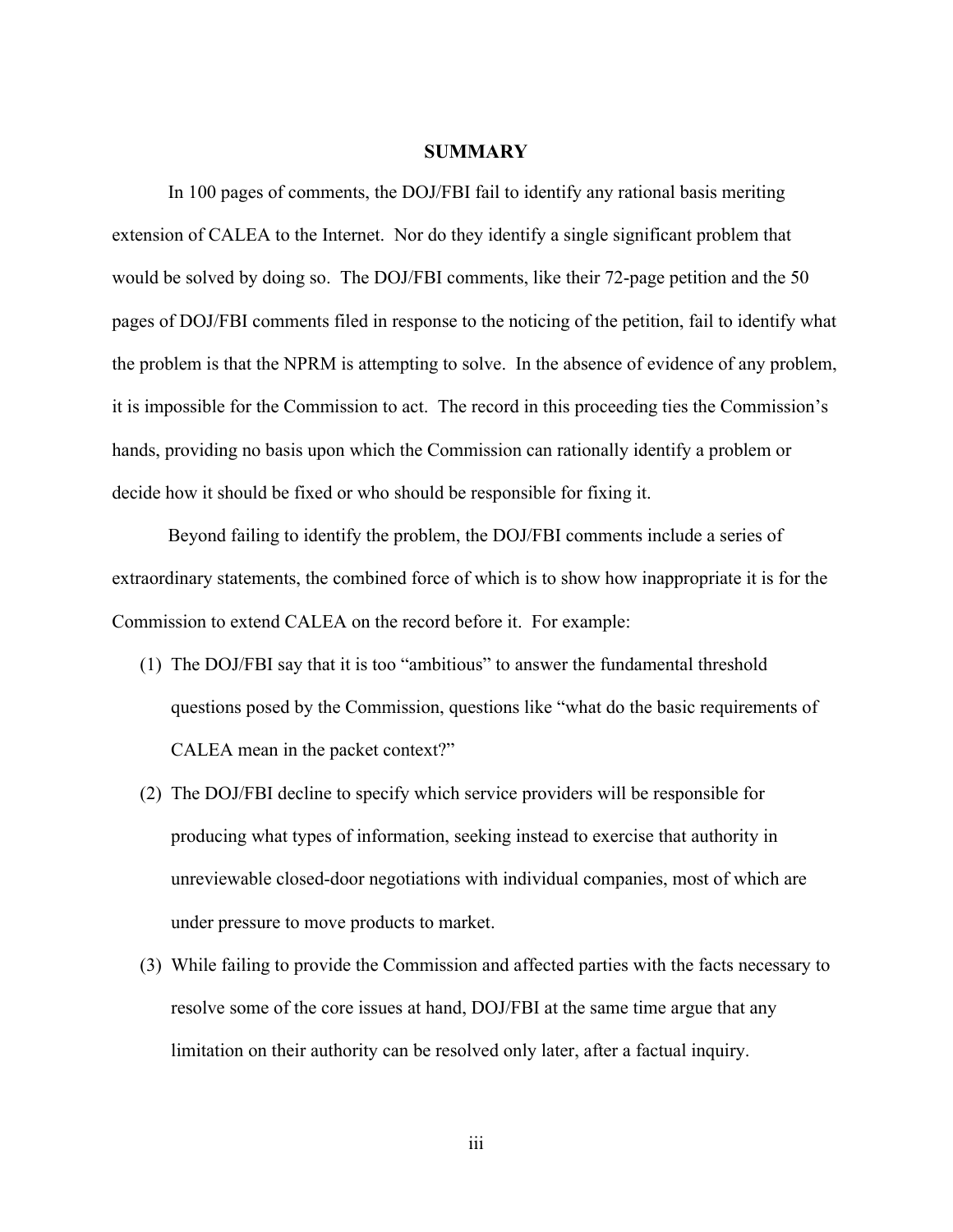## SUMMARY

In 100 pages of comments, the DOJ/FBI fail to identify any rational basis meriting extension of CALEA to the Internet. Nor do they identify a single significant problem that would be solved by doing so. The DOJ/FBI comments, like their 72-page petition and the 50 pages of DOJ/FBI comments filed in response to the noticing of the petition, fail to identify what the problem is that the NPRM is attempting to solve. In the absence of evidence of any problem, it is impossible for the Commission to act. The record in this proceeding ties the Commission's hands, providing no basis upon which the Commission can rationally identify a problem or decide how it should be fixed or who should be responsible for fixing it.

Beyond failing to identify the problem, the DOJ/FBI comments include a series of extraordinary statements, the combined force of which is to show how inappropriate it is for the Commission to extend CALEA on the record before it. For example:

(1) The DOJ/FBI say that it is too "ambitious" to answer the fundamental threshold questions posed by the Commission, questions like "what do the basic requirements of CALEA mean in the packet context?"

(2) The DOJ/FBI decline to specify which service providers will be responsible for producing what types of information, seeking instead to exercise that authority in unreviewable closed-door negotiations with individual companies, most of which are under pressure to move products to market.

(3) While failing to provide the Commission and affected parties with the facts necessary to resolve some of the core issues at hand, DOJ/FBI at the same time argue that any limitation on their authority can be resolved only later, after a factual inquiry.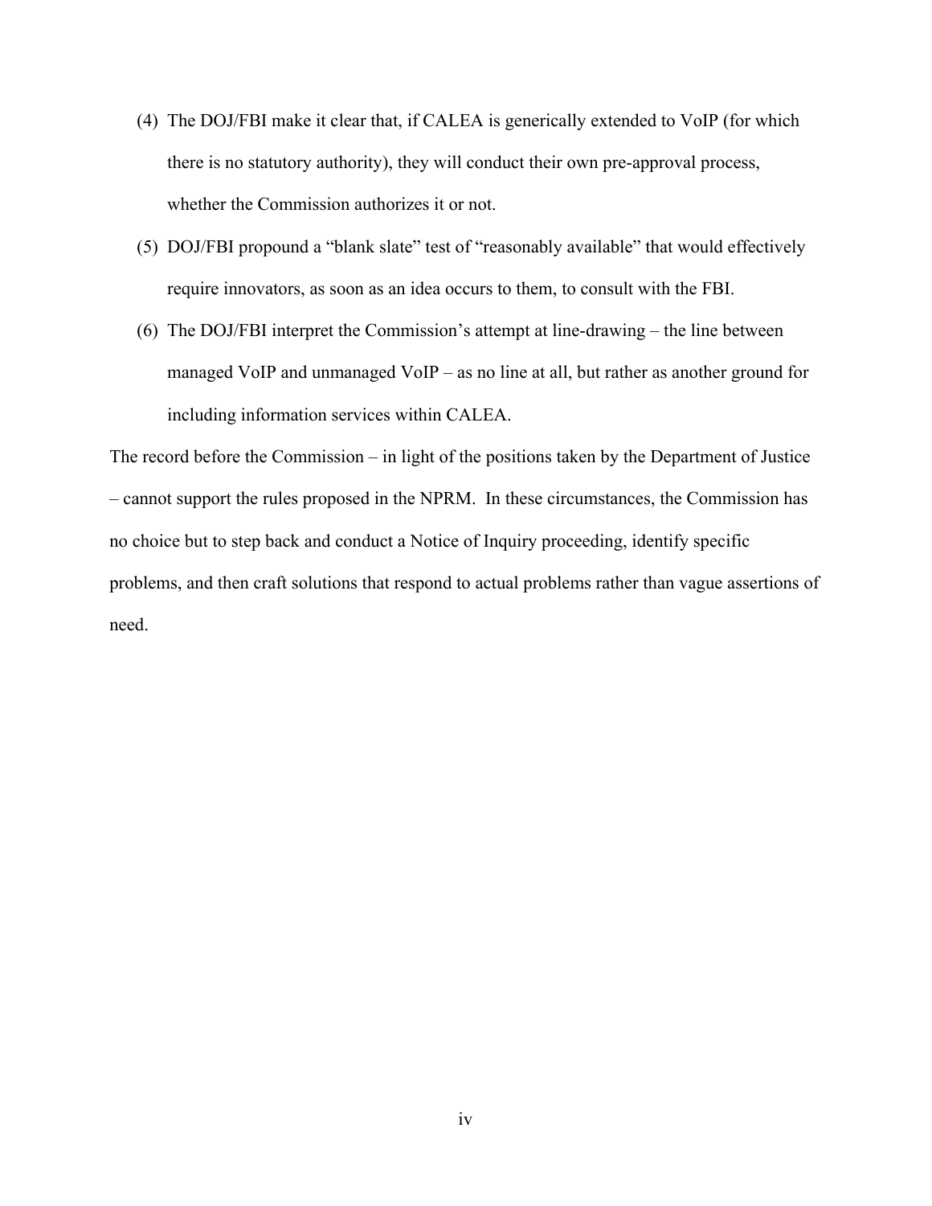(4) The DOJ/FBI make it clear that, if CALEA is generically extended to VoIP (for which there is no statutory authority), they will conduct their own pre-approval process, whether the Commission authorizes it or not.

(5) DOJ/FBI propound a "blank slate" test of "reasonably available" that would effectively require innovators, as soon as an idea occurs to them, to consult with the FBI.

(6) The DOJ/FBI interpret the Commission's attempt at line-drawing – the line between managed VoIP and unmanaged VoIP – as no line at all, but rather as another ground for including information services within CALEA.

The record before the Commission – in light of the positions taken by the Department of Justice – cannot support the rules proposed in the NPRM. In these circumstances, the Commission has no choice but to step back and conduct a Notice of Inquiry proceeding, identify specific problems, and then craft solutions that respond to actual problems rather than vague assertions of need.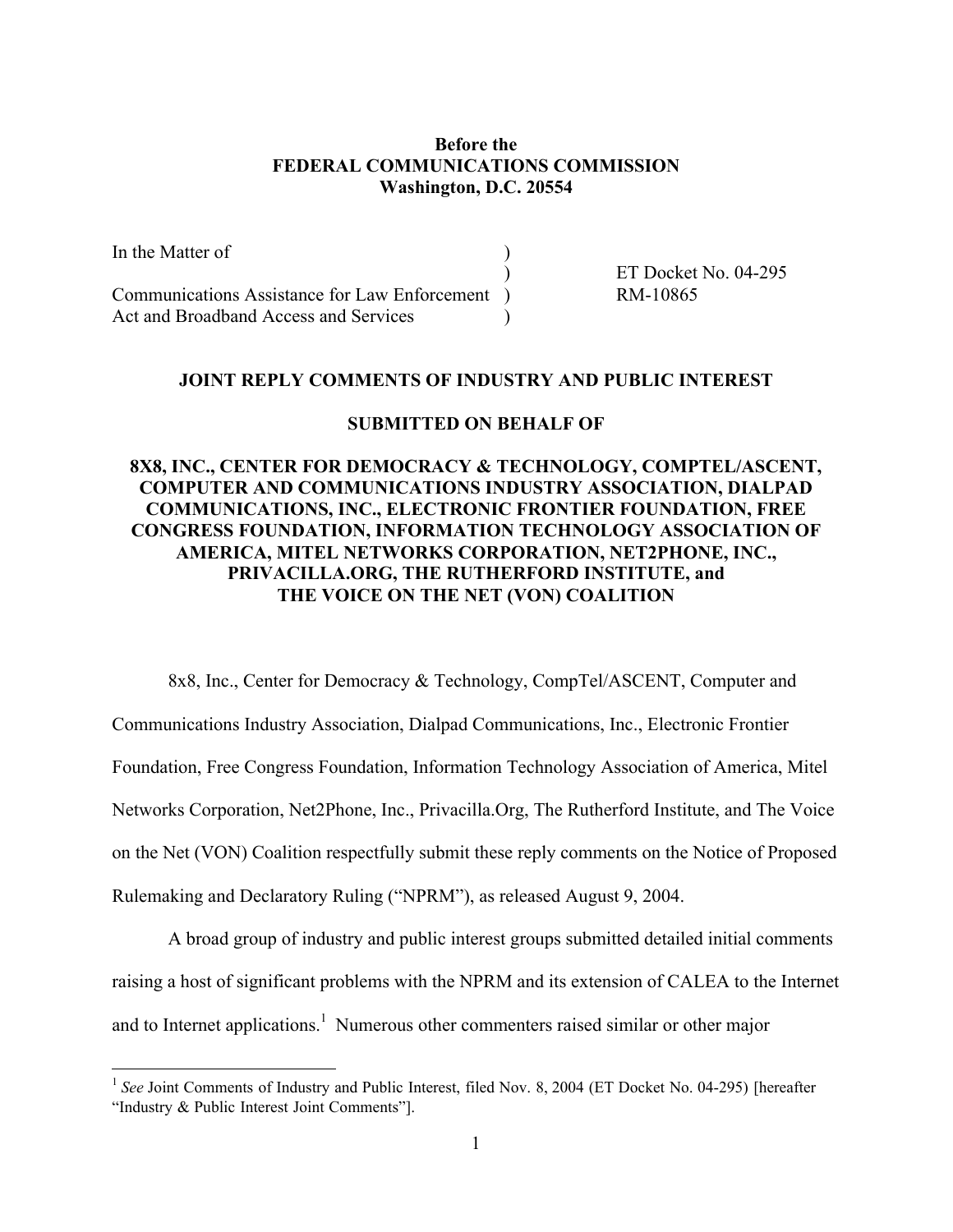**Before the**
**FEDERAL COMMUNICATIONS COMMISSION**
**Washington, D.C. 20554**

| | | |
|---|---|---|
| In the Matter of | ) | |
| | ) | ET Docket No. 04-295 |
| Communications Assistance for Law Enforcement | ) | RM-10865 |
| Act and Broadband Access and Services | ) | |

**JOINT REPLY COMMENTS OF INDUSTRY AND PUBLIC INTEREST**

**SUBMITTED ON BEHALF OF**

**8X8, INC., CENTER FOR DEMOCRACY & TECHNOLOGY, COMPTEL/ASCENT, COMPUTER AND COMMUNICATIONS INDUSTRY ASSOCIATION, DIALPAD COMMUNICATIONS, INC., ELECTRONIC FRONTIER FOUNDATION, FREE CONGRESS FOUNDATION, INFORMATION TECHNOLOGY ASSOCIATION OF AMERICA, MITEL NETWORKS CORPORATION, NET2PHONE, INC., PRIVACILLA.ORG, THE RUTHERFORD INSTITUTE, and THE VOICE ON THE NET (VON) COALITION**

8x8, Inc., Center for Democracy & Technology, CompTel/ASCENT, Computer and Communications Industry Association, Dialpad Communications, Inc., Electronic Frontier Foundation, Free Congress Foundation, Information Technology Association of America, Mitel Networks Corporation, Net2Phone, Inc., Privacilla.Org, The Rutherford Institute, and The Voice on the Net (VON) Coalition respectfully submit these reply comments on the Notice of Proposed Rulemaking and Declaratory Ruling ("NPRM"), as released August 9, 2004.

A broad group of industry and public interest groups submitted detailed initial comments raising a host of significant problems with the NPRM and its extension of CALEA to the Internet and to Internet applications.[1] Numerous other commenters raised similar or other major

[1] *See* Joint Comments of Industry and Public Interest, filed Nov. 8, 2004 (ET Docket No. 04-295) [hereafter "Industry & Public Interest Joint Comments"].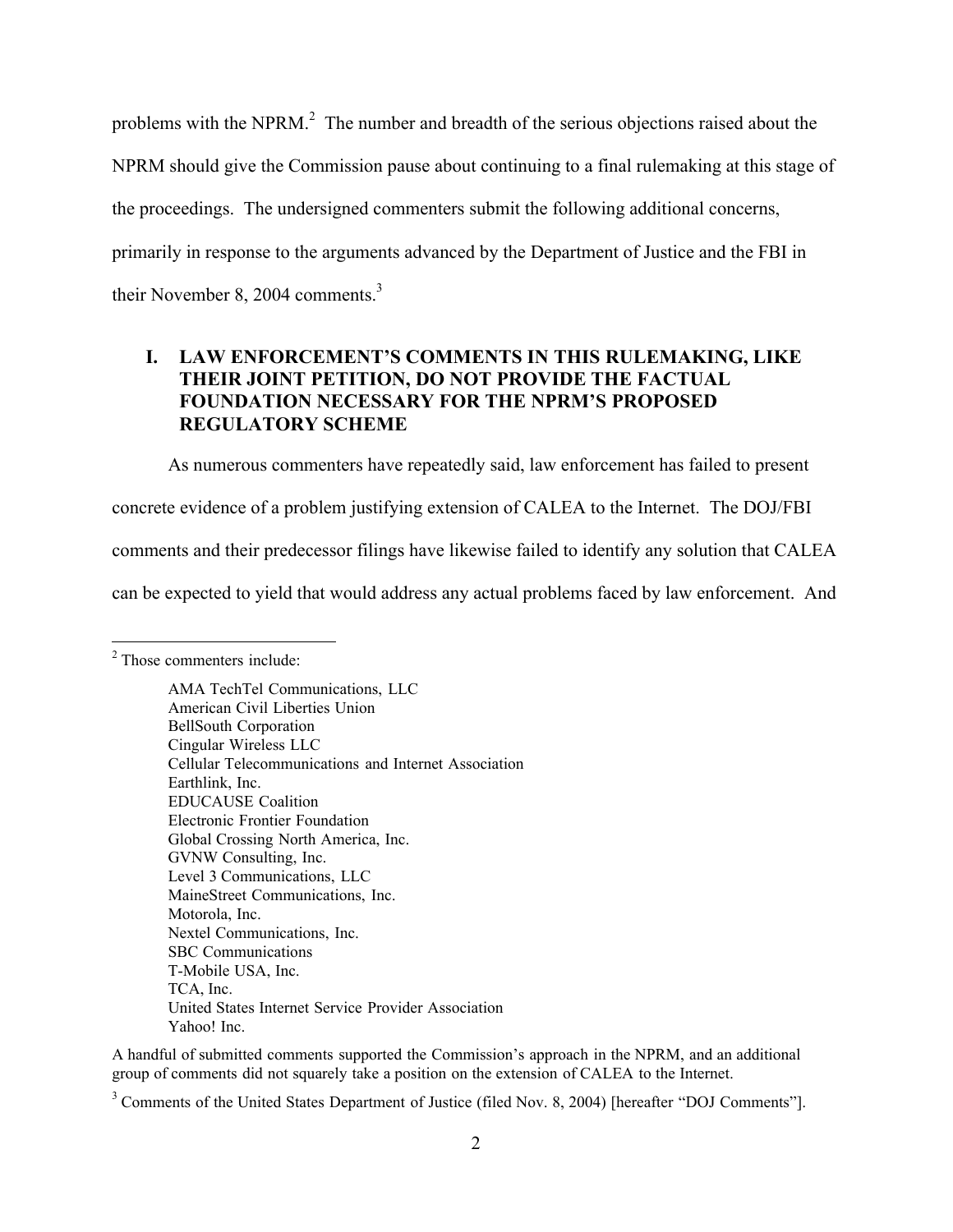problems with the NPRM.[2] The number and breadth of the serious objections raised about the NPRM should give the Commission pause about continuing to a final rulemaking at this stage of the proceedings. The undersigned commenters submit the following additional concerns, primarily in response to the arguments advanced by the Department of Justice and the FBI in their November 8, 2004 comments.[3]

## I. LAW ENFORCEMENT'S COMMENTS IN THIS RULEMAKING, LIKE THEIR JOINT PETITION, DO NOT PROVIDE THE FACTUAL FOUNDATION NECESSARY FOR THE NPRM'S PROPOSED REGULATORY SCHEME

As numerous commenters have repeatedly said, law enforcement has failed to present concrete evidence of a problem justifying extension of CALEA to the Internet. The DOJ/FBI comments and their predecessor filings have likewise failed to identify any solution that CALEA can be expected to yield that would address any actual problems faced by law enforcement. And

---

[2] Those commenters include:

AMA TechTel Communications, LLC
American Civil Liberties Union
BellSouth Corporation
Cingular Wireless LLC
Cellular Telecommunications and Internet Association
Earthlink, Inc.
EDUCAUSE Coalition
Electronic Frontier Foundation
Global Crossing North America, Inc.
GVNW Consulting, Inc.
Level 3 Communications, LLC
MaineStreet Communications, Inc.
Motorola, Inc.
Nextel Communications, Inc.
SBC Communications
T-Mobile USA, Inc.
TCA, Inc.
United States Internet Service Provider Association
Yahoo! Inc.

A handful of submitted comments supported the Commission's approach in the NPRM, and an additional group of comments did not squarely take a position on the extension of CALEA to the Internet.

[3] Comments of the United States Department of Justice (filed Nov. 8, 2004) [hereafter "DOJ Comments"].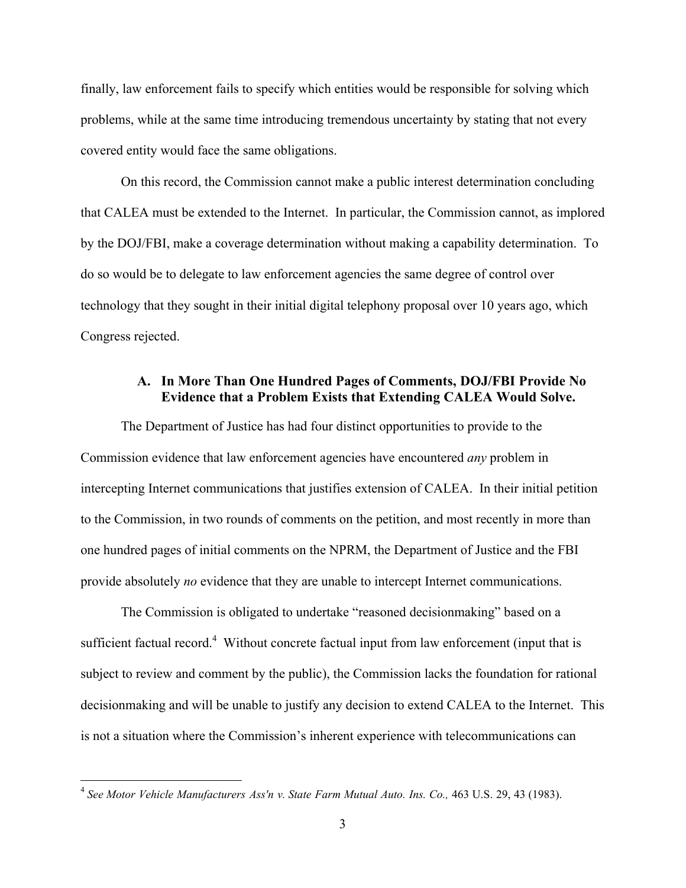finally, law enforcement fails to specify which entities would be responsible for solving which problems, while at the same time introducing tremendous uncertainty by stating that not every covered entity would face the same obligations.

On this record, the Commission cannot make a public interest determination concluding that CALEA must be extended to the Internet. In particular, the Commission cannot, as implored by the DOJ/FBI, make a coverage determination without making a capability determination. To do so would be to delegate to law enforcement agencies the same degree of control over technology that they sought in their initial digital telephony proposal over 10 years ago, which Congress rejected.

### A. In More Than One Hundred Pages of Comments, DOJ/FBI Provide No Evidence that a Problem Exists that Extending CALEA Would Solve.

The Department of Justice has had four distinct opportunities to provide to the Commission evidence that law enforcement agencies have encountered *any* problem in intercepting Internet communications that justifies extension of CALEA. In their initial petition to the Commission, in two rounds of comments on the petition, and most recently in more than one hundred pages of initial comments on the NPRM, the Department of Justice and the FBI provide absolutely *no* evidence that they are unable to intercept Internet communications.

The Commission is obligated to undertake "reasoned decisionmaking" based on a sufficient factual record.[4] Without concrete factual input from law enforcement (input that is subject to review and comment by the public), the Commission lacks the foundation for rational decisionmaking and will be unable to justify any decision to extend CALEA to the Internet. This is not a situation where the Commission's inherent experience with telecommunications can

[4] *See Motor Vehicle Manufacturers Ass'n v. State Farm Mutual Auto. Ins. Co.,* 463 U.S. 29, 43 (1983).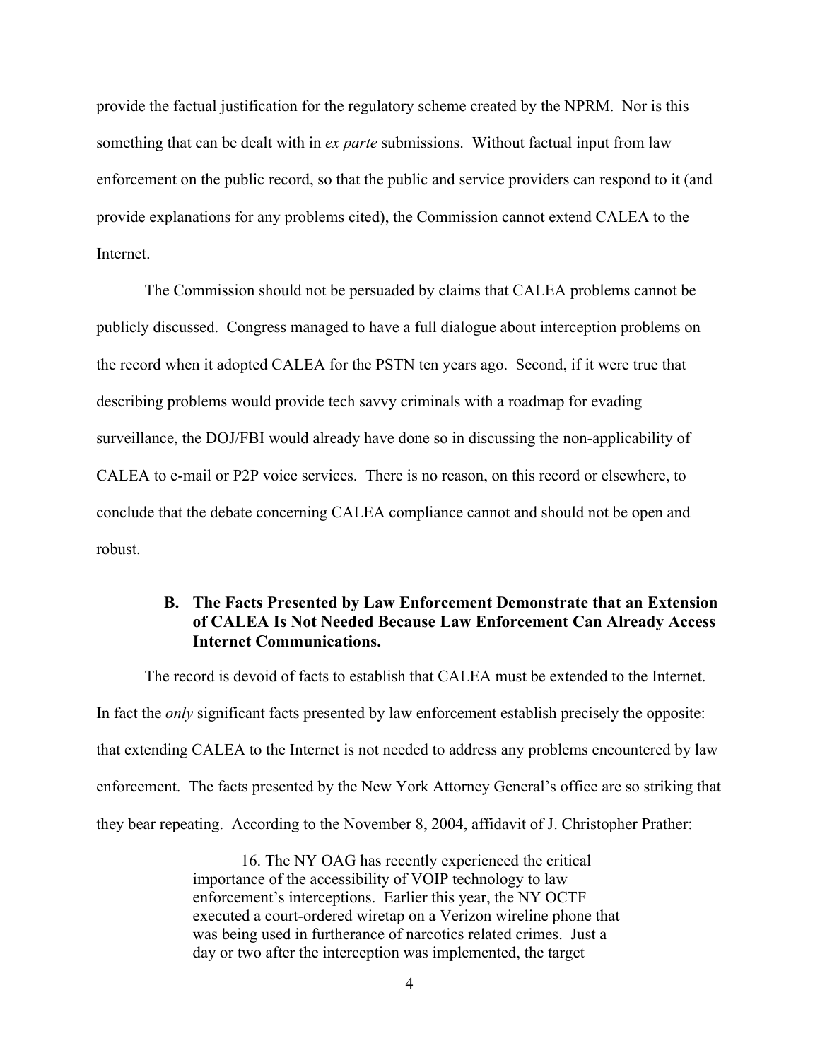provide the factual justification for the regulatory scheme created by the NPRM. Nor is this something that can be dealt with in *ex parte* submissions. Without factual input from law enforcement on the public record, so that the public and service providers can respond to it (and provide explanations for any problems cited), the Commission cannot extend CALEA to the Internet.

The Commission should not be persuaded by claims that CALEA problems cannot be publicly discussed. Congress managed to have a full dialogue about interception problems on the record when it adopted CALEA for the PSTN ten years ago. Second, if it were true that describing problems would provide tech savvy criminals with a roadmap for evading surveillance, the DOJ/FBI would already have done so in discussing the non-applicability of CALEA to e-mail or P2P voice services. There is no reason, on this record or elsewhere, to conclude that the debate concerning CALEA compliance cannot and should not be open and robust.

### B. The Facts Presented by Law Enforcement Demonstrate that an Extension of CALEA Is Not Needed Because Law Enforcement Can Already Access Internet Communications.

The record is devoid of facts to establish that CALEA must be extended to the Internet. In fact the *only* significant facts presented by law enforcement establish precisely the opposite: that extending CALEA to the Internet is not needed to address any problems encountered by law enforcement. The facts presented by the New York Attorney General's office are so striking that they bear repeating. According to the November 8, 2004, affidavit of J. Christopher Prather:

> 16. The NY OAG has recently experienced the critical importance of the accessibility of VOIP technology to law enforcement's interceptions. Earlier this year, the NY OCTF executed a court-ordered wiretap on a Verizon wireline phone that was being used in furtherance of narcotics related crimes. Just a day or two after the interception was implemented, the target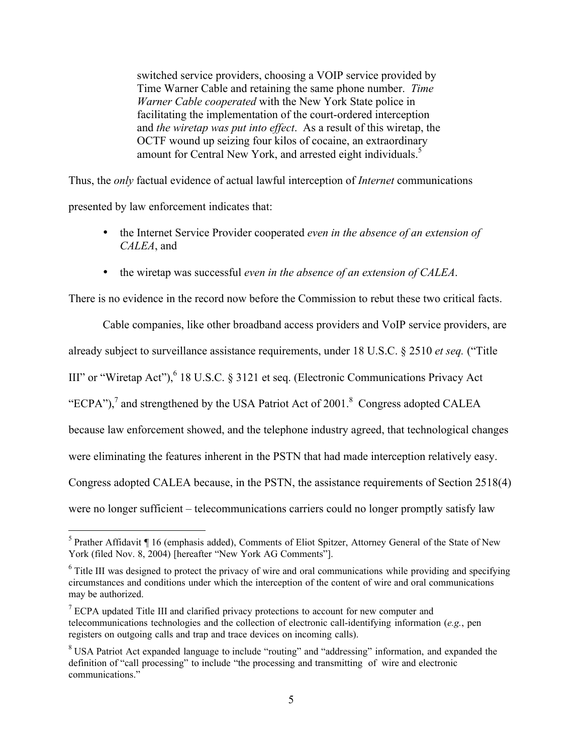> switched service providers, choosing a VOIP service provided by Time Warner Cable and retaining the same phone number. *Time Warner Cable cooperated* with the New York State police in facilitating the implementation of the court-ordered interception and *the wiretap was put into effect*. As a result of this wiretap, the OCTF wound up seizing four kilos of cocaine, an extraordinary amount for Central New York, and arrested eight individuals.[5]

Thus, the *only* factual evidence of actual lawful interception of *Internet* communications presented by law enforcement indicates that:

- the Internet Service Provider cooperated *even in the absence of an extension of CALEA*, and
- the wiretap was successful *even in the absence of an extension of CALEA*.

There is no evidence in the record now before the Commission to rebut these two critical facts.

Cable companies, like other broadband access providers and VoIP service providers, are already subject to surveillance assistance requirements, under 18 U.S.C. § 2510 *et seq.* ("Title III" or "Wiretap Act"),[6] 18 U.S.C. § 3121 et seq. (Electronic Communications Privacy Act "ECPA"),[7] and strengthened by the USA Patriot Act of 2001.[8] Congress adopted CALEA because law enforcement showed, and the telephone industry agreed, that technological changes were eliminating the features inherent in the PSTN that had made interception relatively easy. Congress adopted CALEA because, in the PSTN, the assistance requirements of Section 2518(4) were no longer sufficient – telecommunications carriers could no longer promptly satisfy law

---

[5] Prather Affidavit ¶ 16 (emphasis added), Comments of Eliot Spitzer, Attorney General of the State of New York (filed Nov. 8, 2004) [hereafter "New York AG Comments"].

[6] Title III was designed to protect the privacy of wire and oral communications while providing and specifying circumstances and conditions under which the interception of the content of wire and oral communications may be authorized.

[7] ECPA updated Title III and clarified privacy protections to account for new computer and telecommunications technologies and the collection of electronic call-identifying information (*e.g.*, pen registers on outgoing calls and trap and trace devices on incoming calls).

[8] USA Patriot Act expanded language to include "routing" and "addressing" information, and expanded the definition of "call processing" to include "the processing and transmitting of wire and electronic communications."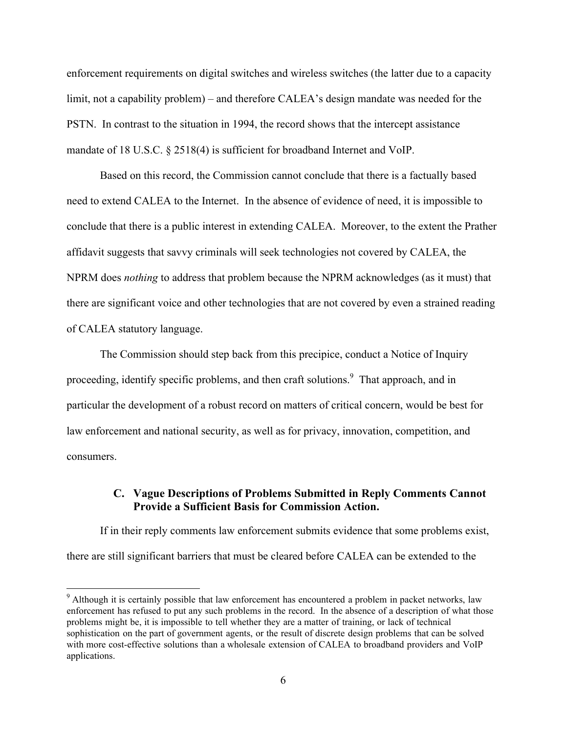enforcement requirements on digital switches and wireless switches (the latter due to a capacity limit, not a capability problem) – and therefore CALEA's design mandate was needed for the PSTN. In contrast to the situation in 1994, the record shows that the intercept assistance mandate of 18 U.S.C. § 2518(4) is sufficient for broadband Internet and VoIP.

Based on this record, the Commission cannot conclude that there is a factually based need to extend CALEA to the Internet. In the absence of evidence of need, it is impossible to conclude that there is a public interest in extending CALEA. Moreover, to the extent the Prather affidavit suggests that savvy criminals will seek technologies not covered by CALEA, the NPRM does *nothing* to address that problem because the NPRM acknowledges (as it must) that there are significant voice and other technologies that are not covered by even a strained reading of CALEA statutory language.

The Commission should step back from this precipice, conduct a Notice of Inquiry proceeding, identify specific problems, and then craft solutions.[9] That approach, and in particular the development of a robust record on matters of critical concern, would be best for law enforcement and national security, as well as for privacy, innovation, competition, and consumers.

### C. Vague Descriptions of Problems Submitted in Reply Comments Cannot Provide a Sufficient Basis for Commission Action.

If in their reply comments law enforcement submits evidence that some problems exist, there are still significant barriers that must be cleared before CALEA can be extended to the

---

[9] Although it is certainly possible that law enforcement has encountered a problem in packet networks, law enforcement has refused to put any such problems in the record. In the absence of a description of what those problems might be, it is impossible to tell whether they are a matter of training, or lack of technical sophistication on the part of government agents, or the result of discrete design problems that can be solved with more cost-effective solutions than a wholesale extension of CALEA to broadband providers and VoIP applications.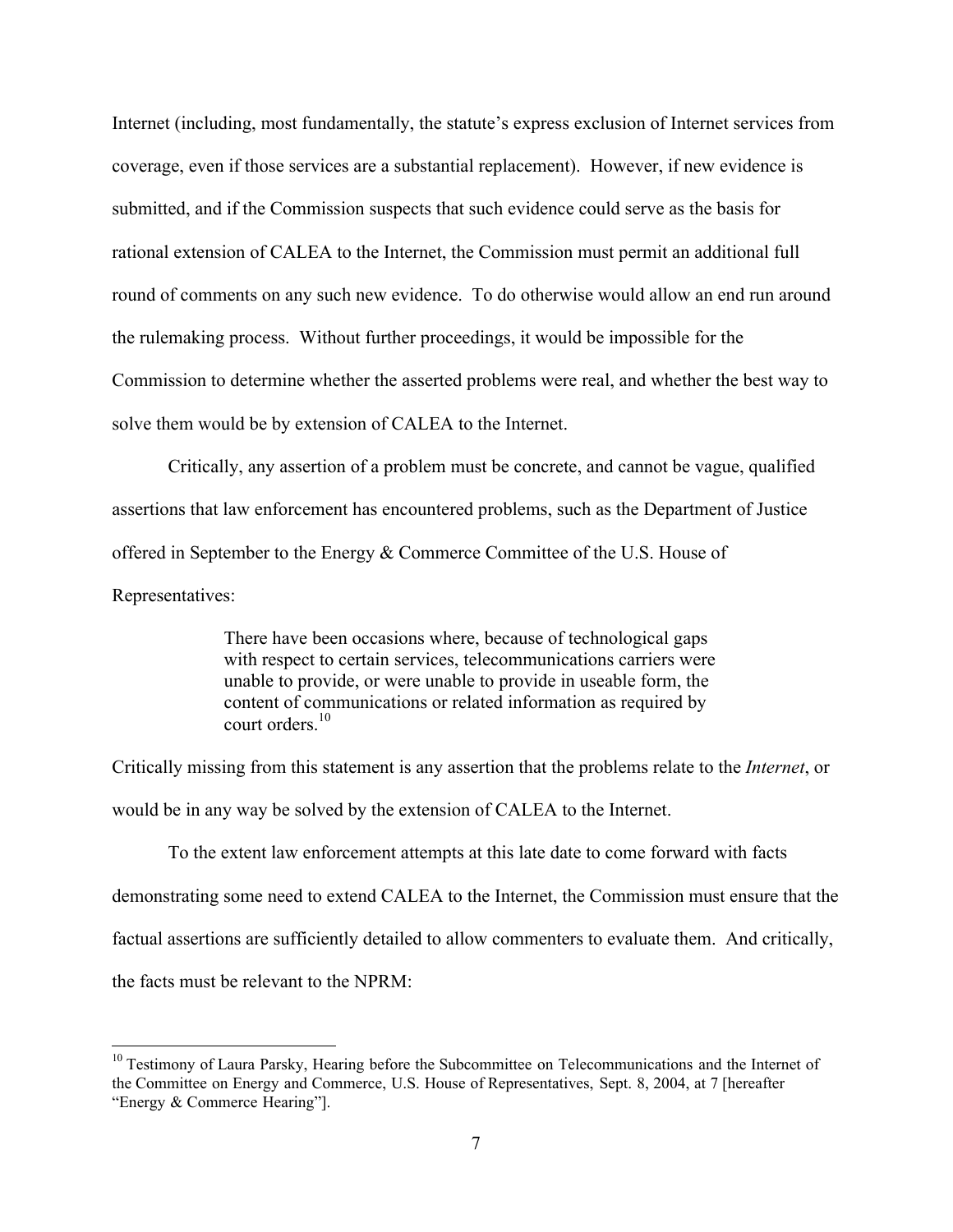Internet (including, most fundamentally, the statute's express exclusion of Internet services from coverage, even if those services are a substantial replacement). However, if new evidence is submitted, and if the Commission suspects that such evidence could serve as the basis for rational extension of CALEA to the Internet, the Commission must permit an additional full round of comments on any such new evidence. To do otherwise would allow an end run around the rulemaking process. Without further proceedings, it would be impossible for the Commission to determine whether the asserted problems were real, and whether the best way to solve them would be by extension of CALEA to the Internet.

Critically, any assertion of a problem must be concrete, and cannot be vague, qualified assertions that law enforcement has encountered problems, such as the Department of Justice offered in September to the Energy & Commerce Committee of the U.S. House of Representatives:

> There have been occasions where, because of technological gaps with respect to certain services, telecommunications carriers were unable to provide, or were unable to provide in useable form, the content of communications or related information as required by court orders.[10]

Critically missing from this statement is any assertion that the problems relate to the *Internet*, or would be in any way be solved by the extension of CALEA to the Internet.

To the extent law enforcement attempts at this late date to come forward with facts demonstrating some need to extend CALEA to the Internet, the Commission must ensure that the factual assertions are sufficiently detailed to allow commenters to evaluate them. And critically, the facts must be relevant to the NPRM:

---

[10] Testimony of Laura Parsky, Hearing before the Subcommittee on Telecommunications and the Internet of the Committee on Energy and Commerce, U.S. House of Representatives, Sept. 8, 2004, at 7 [hereafter "Energy & Commerce Hearing"].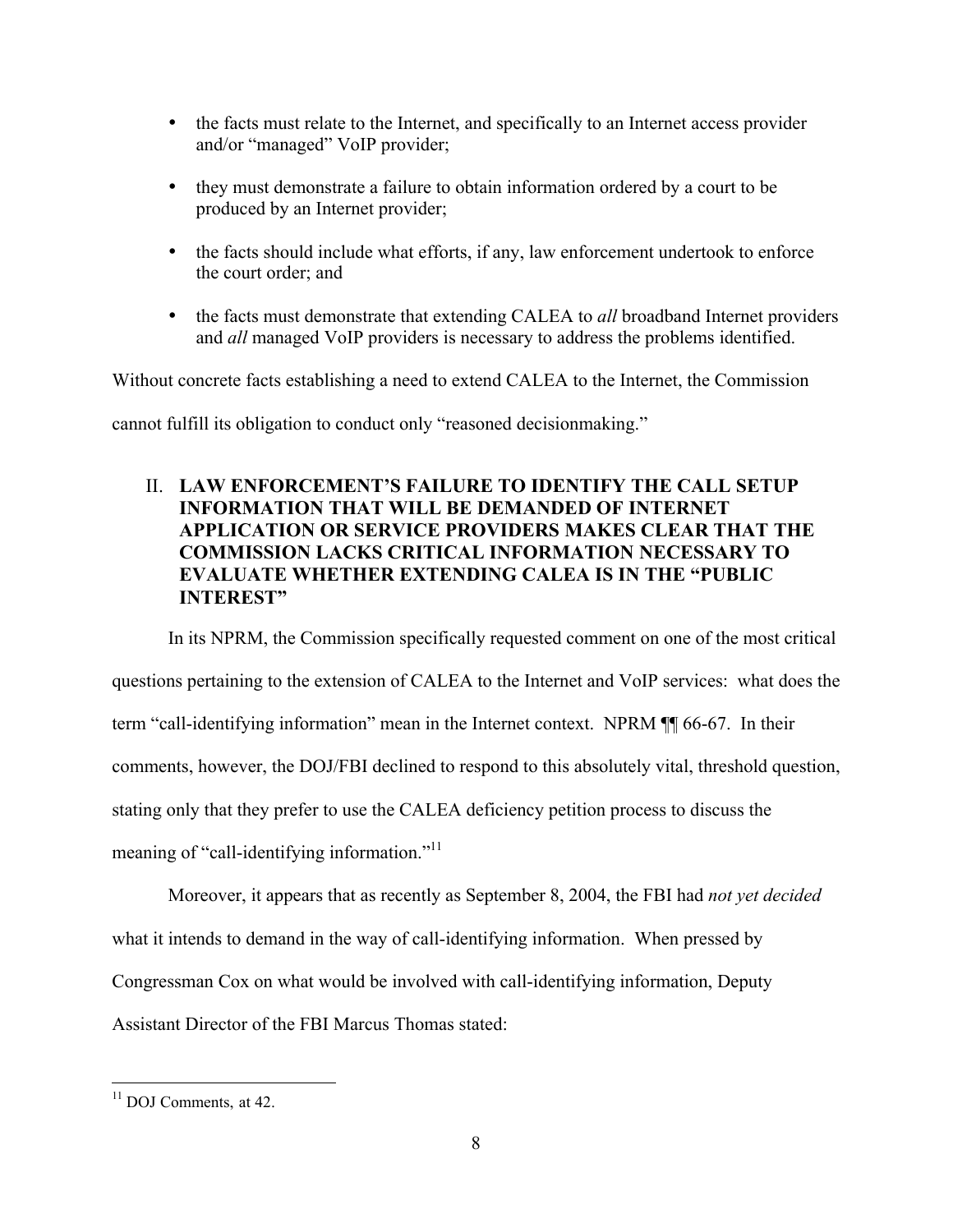- the facts must relate to the Internet, and specifically to an Internet access provider and/or "managed" VoIP provider;
- they must demonstrate a failure to obtain information ordered by a court to be produced by an Internet provider;
- the facts should include what efforts, if any, law enforcement undertook to enforce the court order; and
- the facts must demonstrate that extending CALEA to *all* broadband Internet providers and *all* managed VoIP providers is necessary to address the problems identified.

Without concrete facts establishing a need to extend CALEA to the Internet, the Commission cannot fulfill its obligation to conduct only "reasoned decisionmaking."

## II. LAW ENFORCEMENT'S FAILURE TO IDENTIFY THE CALL SETUP INFORMATION THAT WILL BE DEMANDED OF INTERNET APPLICATION OR SERVICE PROVIDERS MAKES CLEAR THAT THE COMMISSION LACKS CRITICAL INFORMATION NECESSARY TO EVALUATE WHETHER EXTENDING CALEA IS IN THE "PUBLIC INTEREST"

In its NPRM, the Commission specifically requested comment on one of the most critical questions pertaining to the extension of CALEA to the Internet and VoIP services: what does the term "call-identifying information" mean in the Internet context. NPRM ¶¶ 66-67. In their comments, however, the DOJ/FBI declined to respond to this absolutely vital, threshold question, stating only that they prefer to use the CALEA deficiency petition process to discuss the meaning of "call-identifying information."[11]

Moreover, it appears that as recently as September 8, 2004, the FBI had *not yet decided* what it intends to demand in the way of call-identifying information. When pressed by Congressman Cox on what would be involved with call-identifying information, Deputy Assistant Director of the FBI Marcus Thomas stated:

[11] DOJ Comments, at 42.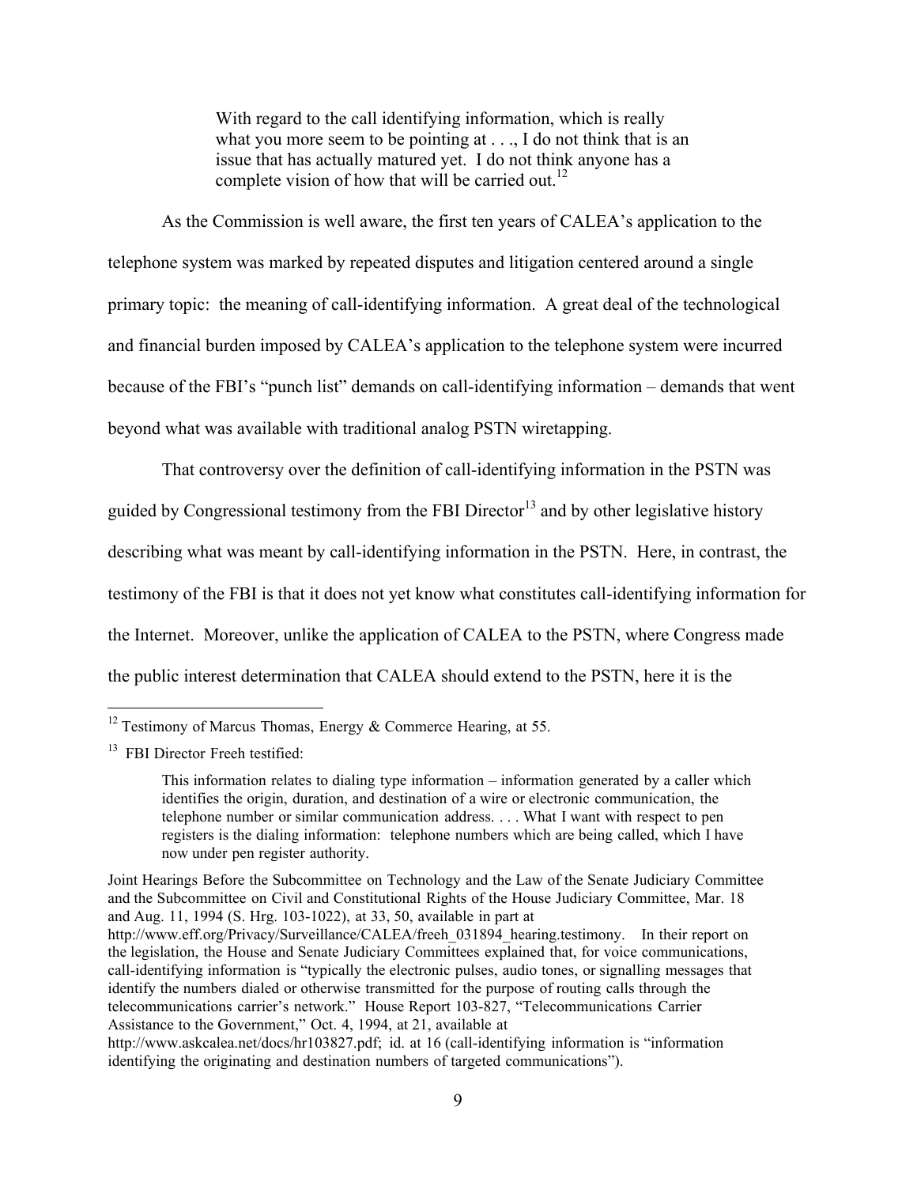> With regard to the call identifying information, which is really what you more seem to be pointing at . . ., I do not think that is an issue that has actually matured yet. I do not think anyone has a complete vision of how that will be carried out.[12]

As the Commission is well aware, the first ten years of CALEA's application to the telephone system was marked by repeated disputes and litigation centered around a single primary topic: the meaning of call-identifying information. A great deal of the technological and financial burden imposed by CALEA's application to the telephone system were incurred because of the FBI's "punch list" demands on call-identifying information – demands that went beyond what was available with traditional analog PSTN wiretapping.

That controversy over the definition of call-identifying information in the PSTN was guided by Congressional testimony from the FBI Director[13] and by other legislative history describing what was meant by call-identifying information in the PSTN. Here, in contrast, the testimony of the FBI is that it does not yet know what constitutes call-identifying information for the Internet. Moreover, unlike the application of CALEA to the PSTN, where Congress made the public interest determination that CALEA should extend to the PSTN, here it is the

---

[12] Testimony of Marcus Thomas, Energy & Commerce Hearing, at 55.

[13] FBI Director Freeh testified:

> This information relates to dialing type information – information generated by a caller which identifies the origin, duration, and destination of a wire or electronic communication, the telephone number or similar communication address. . . . What I want with respect to pen registers is the dialing information: telephone numbers which are being called, which I have now under pen register authority.

Joint Hearings Before the Subcommittee on Technology and the Law of the Senate Judiciary Committee and the Subcommittee on Civil and Constitutional Rights of the House Judiciary Committee, Mar. 18 and Aug. 11, 1994 (S. Hrg. 103-1022), at 33, 50, available in part at http://www.eff.org/Privacy/Surveillance/CALEA/freeh_031894_hearing.testimony. In their report on the legislation, the House and Senate Judiciary Committees explained that, for voice communications, call-identifying information is "typically the electronic pulses, audio tones, or signalling messages that identify the numbers dialed or otherwise transmitted for the purpose of routing calls through the telecommunications carrier's network." House Report 103-827, "Telecommunications Carrier Assistance to the Government," Oct. 4, 1994, at 21, available at http://www.askcalea.net/docs/hr103827.pdf; id. at 16 (call-identifying information is "information identifying the originating and destination numbers of targeted communications").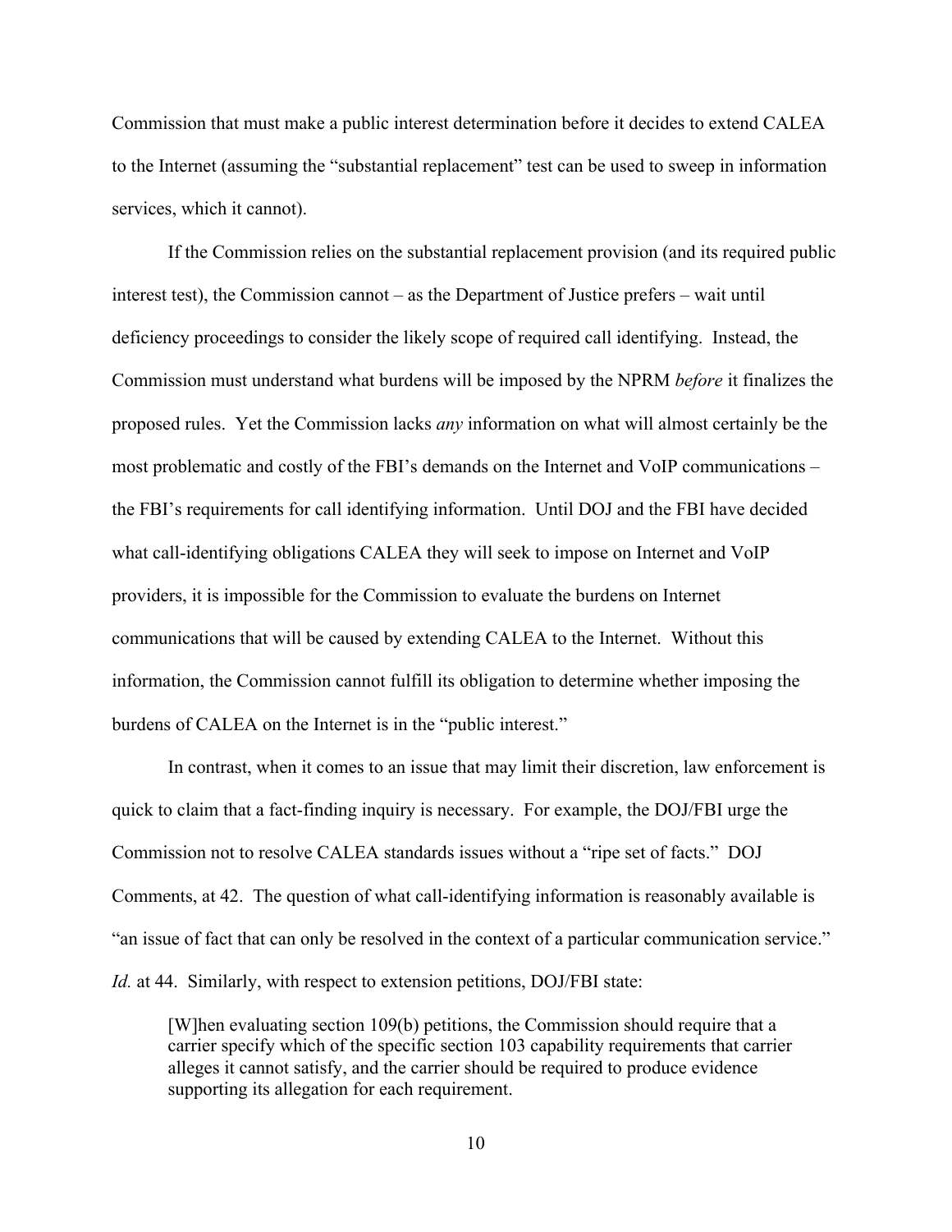Commission that must make a public interest determination before it decides to extend CALEA to the Internet (assuming the "substantial replacement" test can be used to sweep in information services, which it cannot).

If the Commission relies on the substantial replacement provision (and its required public interest test), the Commission cannot – as the Department of Justice prefers – wait until deficiency proceedings to consider the likely scope of required call identifying. Instead, the Commission must understand what burdens will be imposed by the NPRM *before* it finalizes the proposed rules. Yet the Commission lacks *any* information on what will almost certainly be the most problematic and costly of the FBI's demands on the Internet and VoIP communications – the FBI's requirements for call identifying information. Until DOJ and the FBI have decided what call-identifying obligations CALEA they will seek to impose on Internet and VoIP providers, it is impossible for the Commission to evaluate the burdens on Internet communications that will be caused by extending CALEA to the Internet. Without this information, the Commission cannot fulfill its obligation to determine whether imposing the burdens of CALEA on the Internet is in the "public interest."

In contrast, when it comes to an issue that may limit their discretion, law enforcement is quick to claim that a fact-finding inquiry is necessary. For example, the DOJ/FBI urge the Commission not to resolve CALEA standards issues without a "ripe set of facts." DOJ Comments, at 42. The question of what call-identifying information is reasonably available is "an issue of fact that can only be resolved in the context of a particular communication service." *Id.* at 44. Similarly, with respect to extension petitions, DOJ/FBI state:

> [W]hen evaluating section 109(b) petitions, the Commission should require that a carrier specify which of the specific section 103 capability requirements that carrier alleges it cannot satisfy, and the carrier should be required to produce evidence supporting its allegation for each requirement.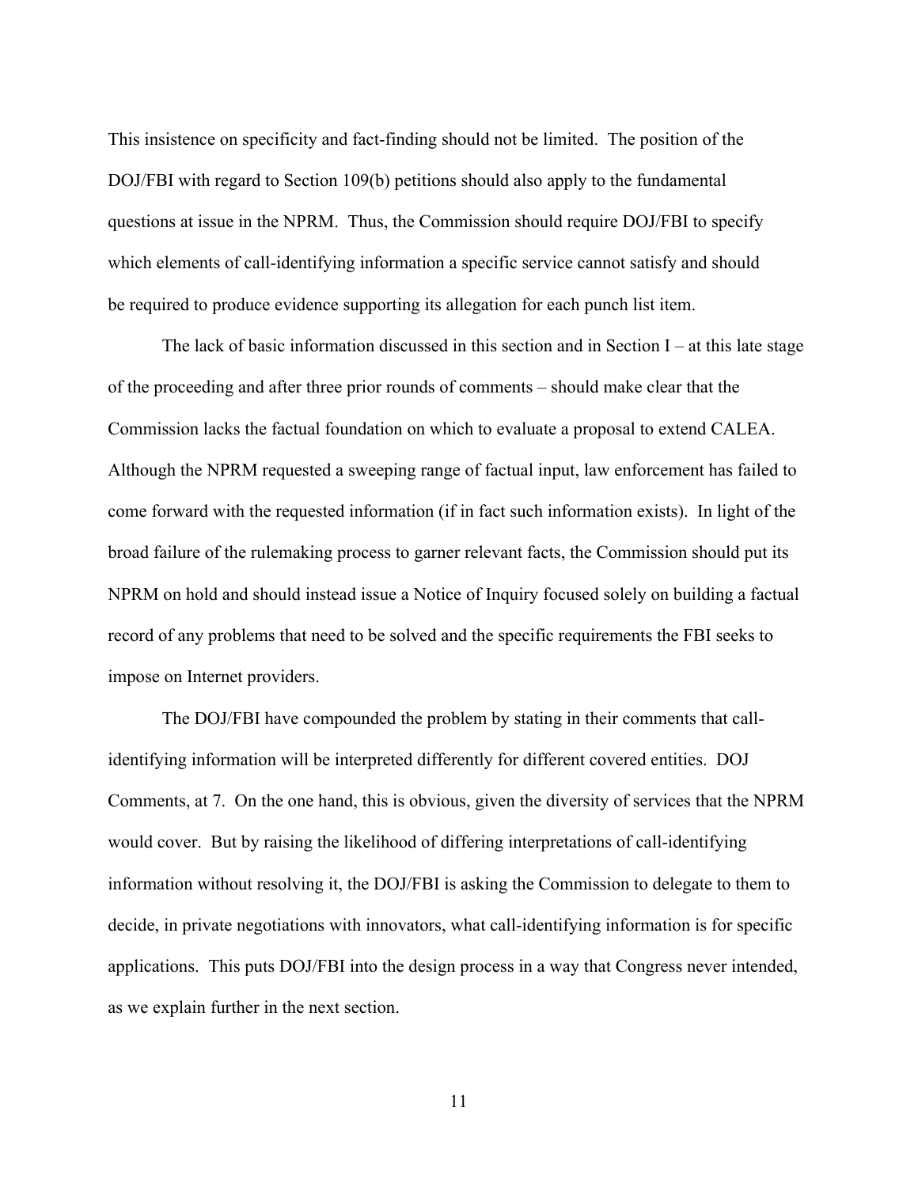This insistence on specificity and fact-finding should not be limited. The position of the DOJ/FBI with regard to Section 109(b) petitions should also apply to the fundamental questions at issue in the NPRM. Thus, the Commission should require DOJ/FBI to specify which elements of call-identifying information a specific service cannot satisfy and should be required to produce evidence supporting its allegation for each punch list item.

The lack of basic information discussed in this section and in Section I – at this late stage of the proceeding and after three prior rounds of comments – should make clear that the Commission lacks the factual foundation on which to evaluate a proposal to extend CALEA. Although the NPRM requested a sweeping range of factual input, law enforcement has failed to come forward with the requested information (if in fact such information exists). In light of the broad failure of the rulemaking process to garner relevant facts, the Commission should put its NPRM on hold and should instead issue a Notice of Inquiry focused solely on building a factual record of any problems that need to be solved and the specific requirements the FBI seeks to impose on Internet providers.

The DOJ/FBI have compounded the problem by stating in their comments that call-identifying information will be interpreted differently for different covered entities. DOJ Comments, at 7. On the one hand, this is obvious, given the diversity of services that the NPRM would cover. But by raising the likelihood of differing interpretations of call-identifying information without resolving it, the DOJ/FBI is asking the Commission to delegate to them to decide, in private negotiations with innovators, what call-identifying information is for specific applications. This puts DOJ/FBI into the design process in a way that Congress never intended, as we explain further in the next section.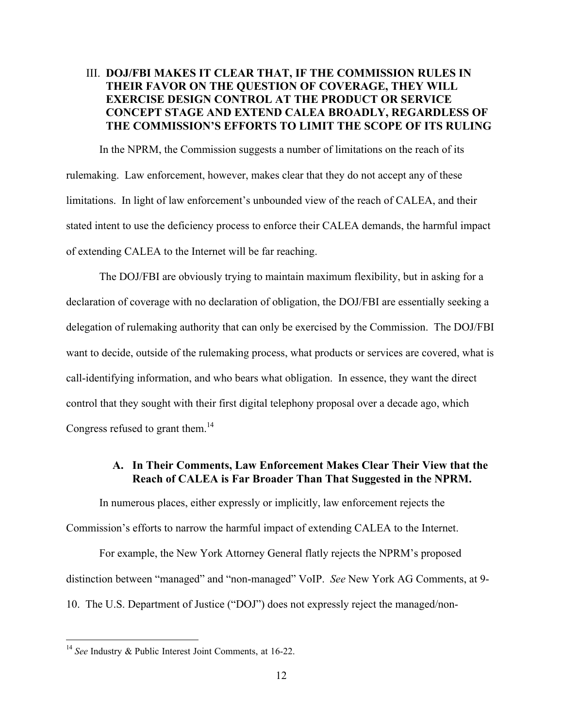## III. DOJ/FBI MAKES IT CLEAR THAT, IF THE COMMISSION RULES IN THEIR FAVOR ON THE QUESTION OF COVERAGE, THEY WILL EXERCISE DESIGN CONTROL AT THE PRODUCT OR SERVICE CONCEPT STAGE AND EXTEND CALEA BROADLY, REGARDLESS OF THE COMMISSION'S EFFORTS TO LIMIT THE SCOPE OF ITS RULING

In the NPRM, the Commission suggests a number of limitations on the reach of its rulemaking. Law enforcement, however, makes clear that they do not accept any of these limitations. In light of law enforcement's unbounded view of the reach of CALEA, and their stated intent to use the deficiency process to enforce their CALEA demands, the harmful impact of extending CALEA to the Internet will be far reaching.

The DOJ/FBI are obviously trying to maintain maximum flexibility, but in asking for a declaration of coverage with no declaration of obligation, the DOJ/FBI are essentially seeking a delegation of rulemaking authority that can only be exercised by the Commission. The DOJ/FBI want to decide, outside of the rulemaking process, what products or services are covered, what is call-identifying information, and who bears what obligation. In essence, they want the direct control that they sought with their first digital telephony proposal over a decade ago, which Congress refused to grant them.[14]

### A. In Their Comments, Law Enforcement Makes Clear Their View that the Reach of CALEA is Far Broader Than That Suggested in the NPRM.

In numerous places, either expressly or implicitly, law enforcement rejects the Commission's efforts to narrow the harmful impact of extending CALEA to the Internet.

For example, the New York Attorney General flatly rejects the NPRM's proposed distinction between "managed" and "non-managed" VoIP. *See* New York AG Comments, at 9-10. The U.S. Department of Justice ("DOJ") does not expressly reject the managed/non-

---

[14] *See* Industry & Public Interest Joint Comments, at 16-22.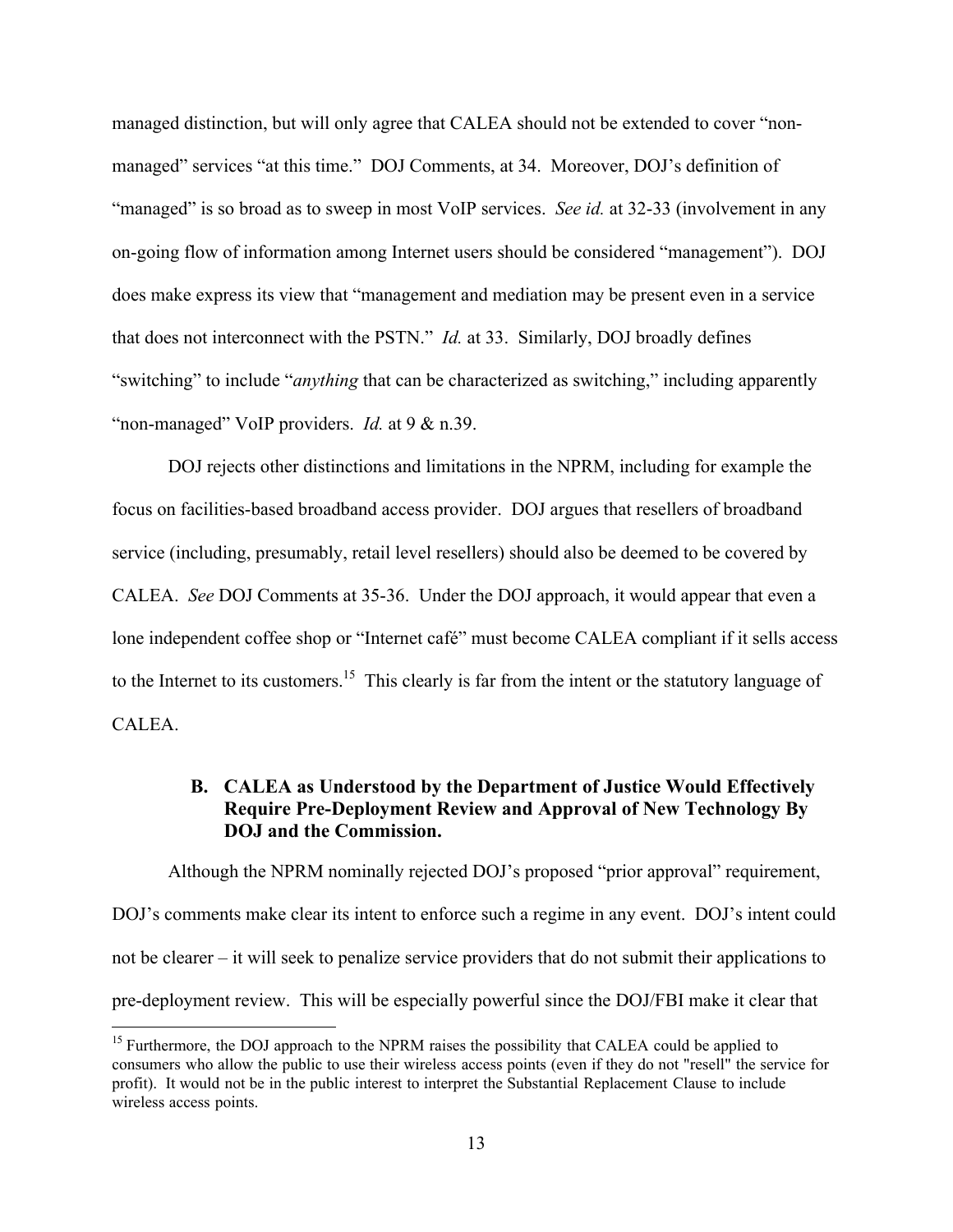managed distinction, but will only agree that CALEA should not be extended to cover "non-managed" services "at this time." DOJ Comments, at 34. Moreover, DOJ's definition of "managed" is so broad as to sweep in most VoIP services. *See id.* at 32-33 (involvement in any on-going flow of information among Internet users should be considered "management"). DOJ does make express its view that "management and mediation may be present even in a service that does not interconnect with the PSTN." *Id.* at 33. Similarly, DOJ broadly defines "switching" to include "*anything* that can be characterized as switching," including apparently "non-managed" VoIP providers. *Id.* at 9 & n.39.

DOJ rejects other distinctions and limitations in the NPRM, including for example the focus on facilities-based broadband access provider. DOJ argues that resellers of broadband service (including, presumably, retail level resellers) should also be deemed to be covered by CALEA. *See* DOJ Comments at 35-36. Under the DOJ approach, it would appear that even a lone independent coffee shop or "Internet café" must become CALEA compliant if it sells access to the Internet to its customers.[15] This clearly is far from the intent or the statutory language of CALEA.

### B. CALEA as Understood by the Department of Justice Would Effectively Require Pre-Deployment Review and Approval of New Technology By DOJ and the Commission.

Although the NPRM nominally rejected DOJ's proposed "prior approval" requirement, DOJ's comments make clear its intent to enforce such a regime in any event. DOJ's intent could not be clearer – it will seek to penalize service providers that do not submit their applications to pre-deployment review. This will be especially powerful since the DOJ/FBI make it clear that

[15] Furthermore, the DOJ approach to the NPRM raises the possibility that CALEA could be applied to consumers who allow the public to use their wireless access points (even if they do not "resell" the service for profit). It would not be in the public interest to interpret the Substantial Replacement Clause to include wireless access points.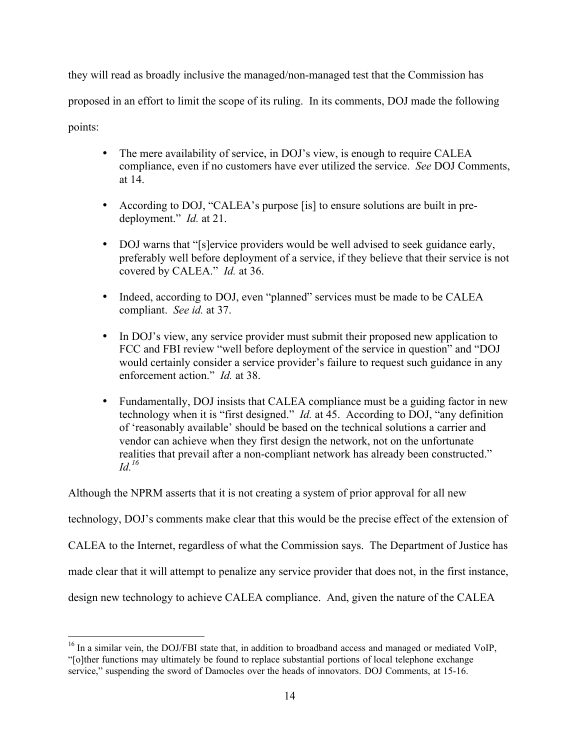they will read as broadly inclusive the managed/non-managed test that the Commission has proposed in an effort to limit the scope of its ruling. In its comments, DOJ made the following points:

- The mere availability of service, in DOJ's view, is enough to require CALEA compliance, even if no customers have ever utilized the service. *See* DOJ Comments, at 14.
- According to DOJ, "CALEA's purpose [is] to ensure solutions are built in pre-deployment." *Id.* at 21.
- DOJ warns that "[s]ervice providers would be well advised to seek guidance early, preferably well before deployment of a service, if they believe that their service is not covered by CALEA." *Id.* at 36.
- Indeed, according to DOJ, even "planned" services must be made to be CALEA compliant. *See id.* at 37.
- In DOJ's view, any service provider must submit their proposed new application to FCC and FBI review "well before deployment of the service in question" and "DOJ would certainly consider a service provider's failure to request such guidance in any enforcement action." *Id.* at 38.
- Fundamentally, DOJ insists that CALEA compliance must be a guiding factor in new technology when it is "first designed." *Id.* at 45. According to DOJ, "any definition of 'reasonably available' should be based on the technical solutions a carrier and vendor can achieve when they first design the network, not on the unfortunate realities that prevail after a non-compliant network has already been constructed." *Id.*[16]

Although the NPRM asserts that it is not creating a system of prior approval for all new technology, DOJ's comments make clear that this would be the precise effect of the extension of CALEA to the Internet, regardless of what the Commission says. The Department of Justice has made clear that it will attempt to penalize any service provider that does not, in the first instance, design new technology to achieve CALEA compliance. And, given the nature of the CALEA

[16] In a similar vein, the DOJ/FBI state that, in addition to broadband access and managed or mediated VoIP, "[o]ther functions may ultimately be found to replace substantial portions of local telephone exchange service," suspending the sword of Damocles over the heads of innovators. DOJ Comments, at 15-16.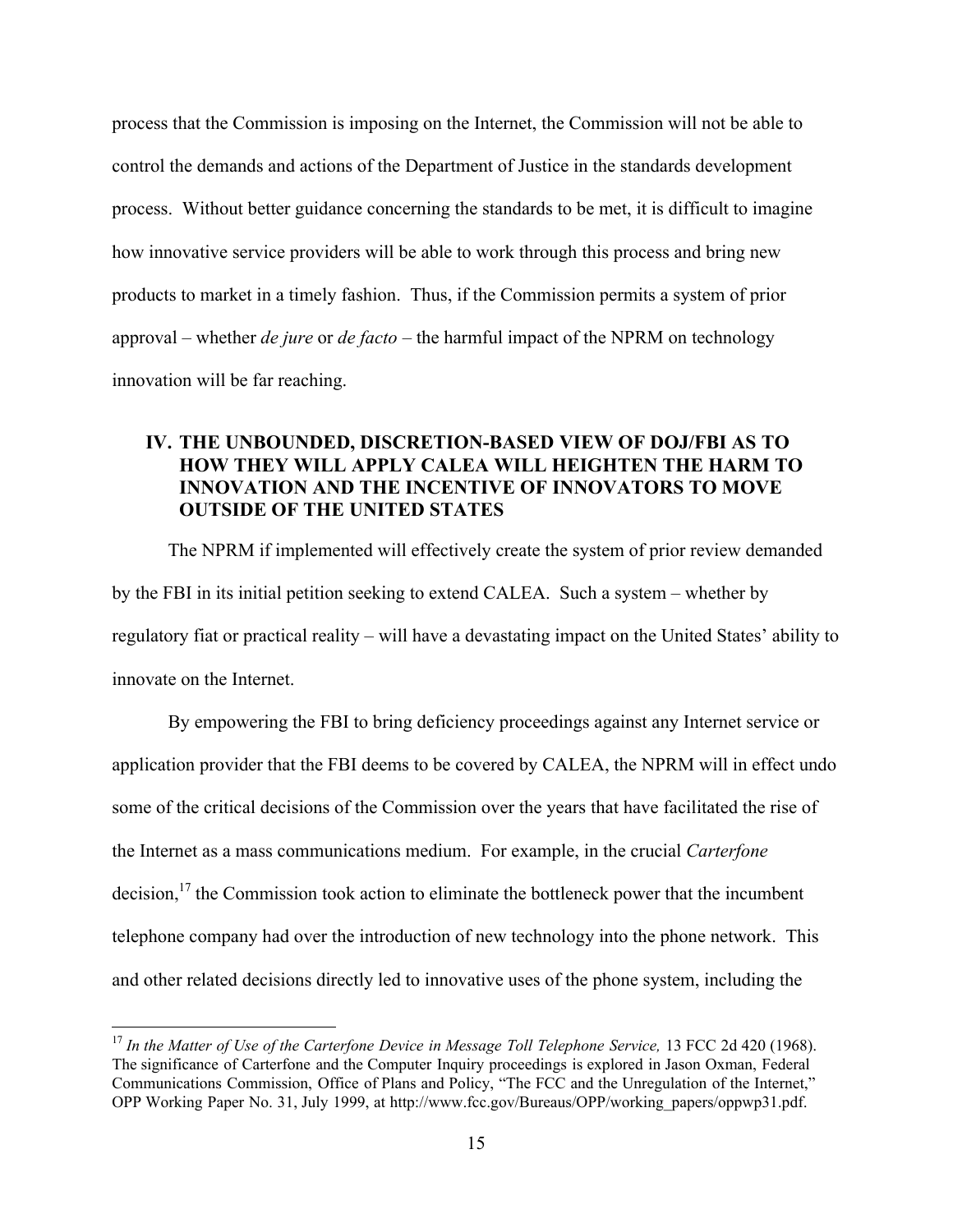process that the Commission is imposing on the Internet, the Commission will not be able to control the demands and actions of the Department of Justice in the standards development process. Without better guidance concerning the standards to be met, it is difficult to imagine how innovative service providers will be able to work through this process and bring new products to market in a timely fashion. Thus, if the Commission permits a system of prior approval – whether *de jure* or *de facto* – the harmful impact of the NPRM on technology innovation will be far reaching.

## IV. THE UNBOUNDED, DISCRETION-BASED VIEW OF DOJ/FBI AS TO HOW THEY WILL APPLY CALEA WILL HEIGHTEN THE HARM TO INNOVATION AND THE INCENTIVE OF INNOVATORS TO MOVE OUTSIDE OF THE UNITED STATES

The NPRM if implemented will effectively create the system of prior review demanded by the FBI in its initial petition seeking to extend CALEA. Such a system – whether by regulatory fiat or practical reality – will have a devastating impact on the United States' ability to innovate on the Internet.

By empowering the FBI to bring deficiency proceedings against any Internet service or application provider that the FBI deems to be covered by CALEA, the NPRM will in effect undo some of the critical decisions of the Commission over the years that have facilitated the rise of the Internet as a mass communications medium. For example, in the crucial *Carterfone* decision,[17] the Commission took action to eliminate the bottleneck power that the incumbent telephone company had over the introduction of new technology into the phone network. This and other related decisions directly led to innovative uses of the phone system, including the

---

[17] *In the Matter of Use of the Carterfone Device in Message Toll Telephone Service,* 13 FCC 2d 420 (1968). The significance of Carterfone and the Computer Inquiry proceedings is explored in Jason Oxman, Federal Communications Commission, Office of Plans and Policy, "The FCC and the Unregulation of the Internet," OPP Working Paper No. 31, July 1999, at http://www.fcc.gov/Bureaus/OPP/working_papers/oppwp31.pdf.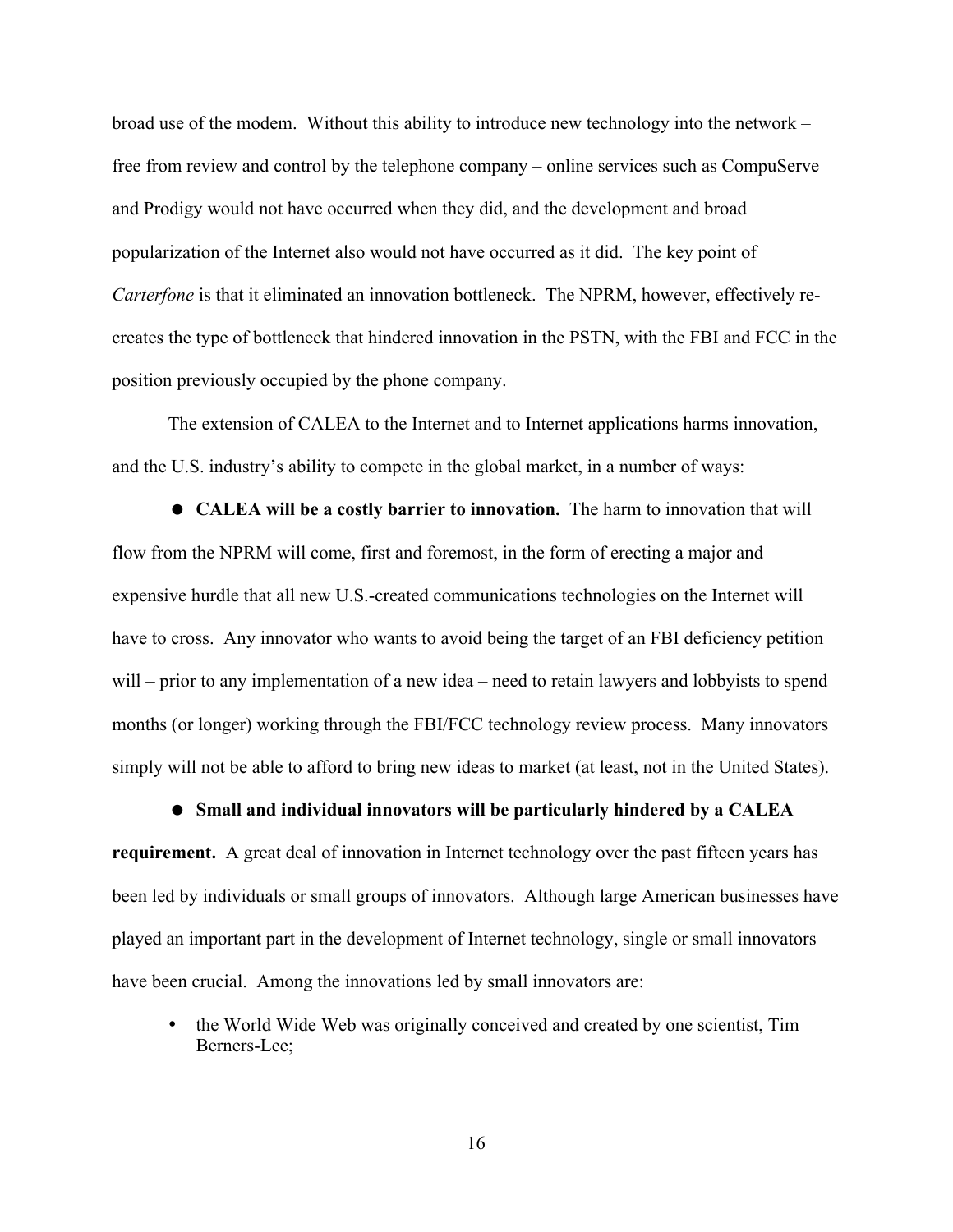broad use of the modem. Without this ability to introduce new technology into the network – free from review and control by the telephone company – online services such as CompuServe and Prodigy would not have occurred when they did, and the development and broad popularization of the Internet also would not have occurred as it did. The key point of *Carterfone* is that it eliminated an innovation bottleneck. The NPRM, however, effectively re-creates the type of bottleneck that hindered innovation in the PSTN, with the FBI and FCC in the position previously occupied by the phone company.

The extension of CALEA to the Internet and to Internet applications harms innovation, and the U.S. industry's ability to compete in the global market, in a number of ways:

● **CALEA will be a costly barrier to innovation.** The harm to innovation that will flow from the NPRM will come, first and foremost, in the form of erecting a major and expensive hurdle that all new U.S.-created communications technologies on the Internet will have to cross. Any innovator who wants to avoid being the target of an FBI deficiency petition will – prior to any implementation of a new idea – need to retain lawyers and lobbyists to spend months (or longer) working through the FBI/FCC technology review process. Many innovators simply will not be able to afford to bring new ideas to market (at least, not in the United States).

● **Small and individual innovators will be particularly hindered by a CALEA requirement.** A great deal of innovation in Internet technology over the past fifteen years has been led by individuals or small groups of innovators. Although large American businesses have played an important part in the development of Internet technology, single or small innovators have been crucial. Among the innovations led by small innovators are:

- the World Wide Web was originally conceived and created by one scientist, Tim Berners-Lee;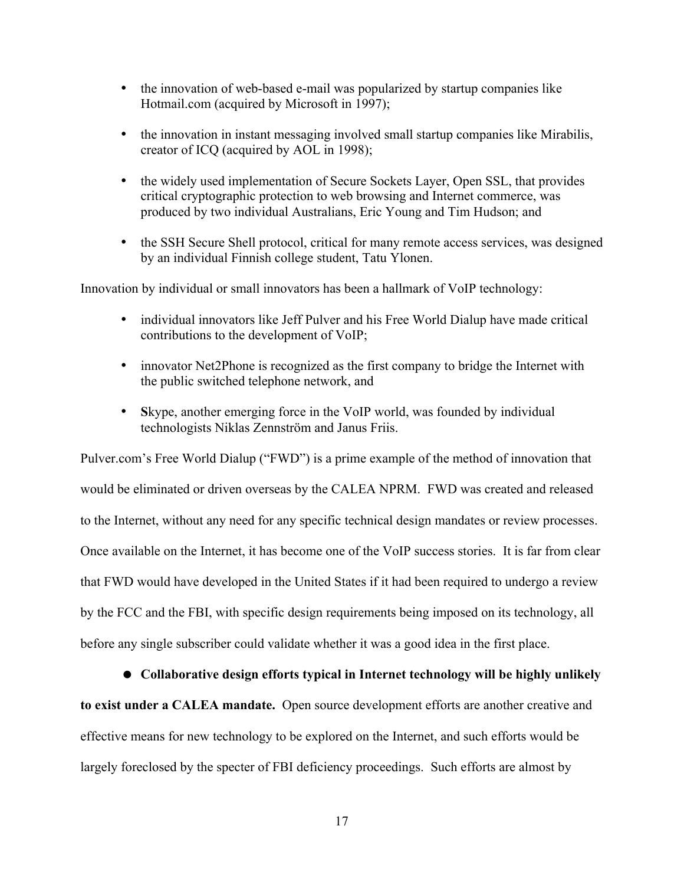- the innovation of web-based e-mail was popularized by startup companies like Hotmail.com (acquired by Microsoft in 1997);
- the innovation in instant messaging involved small startup companies like Mirabilis, creator of ICQ (acquired by AOL in 1998);
- the widely used implementation of Secure Sockets Layer, Open SSL, that provides critical cryptographic protection to web browsing and Internet commerce, was produced by two individual Australians, Eric Young and Tim Hudson; and
- the SSH Secure Shell protocol, critical for many remote access services, was designed by an individual Finnish college student, Tatu Ylonen.

Innovation by individual or small innovators has been a hallmark of VoIP technology:

- individual innovators like Jeff Pulver and his Free World Dialup have made critical contributions to the development of VoIP;
- innovator Net2Phone is recognized as the first company to bridge the Internet with the public switched telephone network, and
- **S**kype, another emerging force in the VoIP world, was founded by individual technologists Niklas Zennström and Janus Friis.

Pulver.com's Free World Dialup ("FWD") is a prime example of the method of innovation that would be eliminated or driven overseas by the CALEA NPRM. FWD was created and released to the Internet, without any need for any specific technical design mandates or review processes. Once available on the Internet, it has become one of the VoIP success stories. It is far from clear that FWD would have developed in the United States if it had been required to undergo a review by the FCC and the FBI, with specific design requirements being imposed on its technology, all before any single subscriber could validate whether it was a good idea in the first place.

- **Collaborative design efforts typical in Internet technology will be highly unlikely to exist under a CALEA mandate.** Open source development efforts are another creative and effective means for new technology to be explored on the Internet, and such efforts would be largely foreclosed by the specter of FBI deficiency proceedings. Such efforts are almost by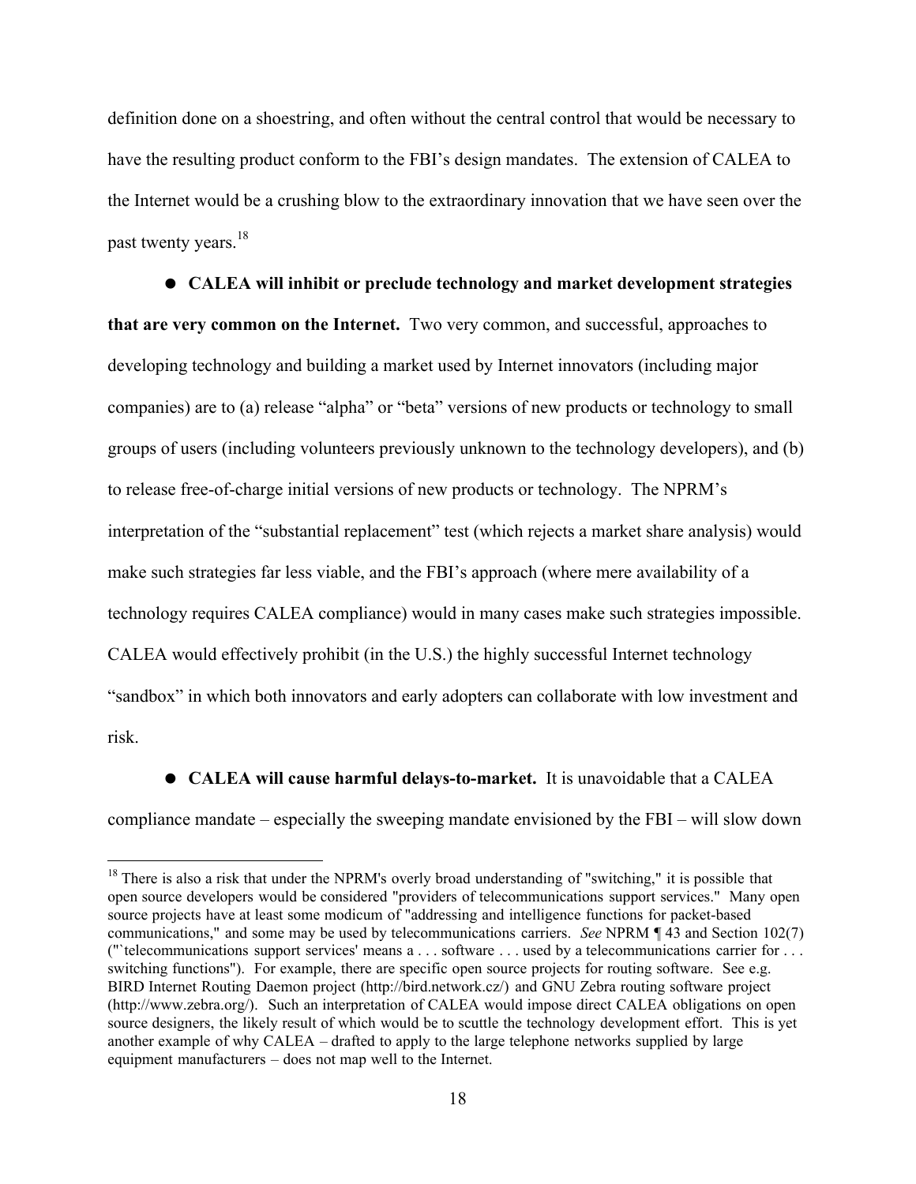definition done on a shoestring, and often without the central control that would be necessary to have the resulting product conform to the FBI's design mandates. The extension of CALEA to the Internet would be a crushing blow to the extraordinary innovation that we have seen over the past twenty years.[18]

- **CALEA will inhibit or preclude technology and market development strategies that are very common on the Internet.** Two very common, and successful, approaches to developing technology and building a market used by Internet innovators (including major companies) are to (a) release "alpha" or "beta" versions of new products or technology to small groups of users (including volunteers previously unknown to the technology developers), and (b) to release free-of-charge initial versions of new products or technology. The NPRM's interpretation of the "substantial replacement" test (which rejects a market share analysis) would make such strategies far less viable, and the FBI's approach (where mere availability of a technology requires CALEA compliance) would in many cases make such strategies impossible. CALEA would effectively prohibit (in the U.S.) the highly successful Internet technology "sandbox" in which both innovators and early adopters can collaborate with low investment and risk.

- **CALEA will cause harmful delays-to-market.** It is unavoidable that a CALEA compliance mandate – especially the sweeping mandate envisioned by the FBI – will slow down

---

[18] There is also a risk that under the NPRM's overly broad understanding of "switching," it is possible that open source developers would be considered "providers of telecommunications support services." Many open source projects have at least some modicum of "addressing and intelligence functions for packet-based communications," and some may be used by telecommunications carriers. *See* NPRM ¶ 43 and Section 102(7) ("`telecommunications support services' means a . . . software . . . used by a telecommunications carrier for . . . switching functions"). For example, there are specific open source projects for routing software. See e.g. BIRD Internet Routing Daemon project (http://bird.network.cz/) and GNU Zebra routing software project (http://www.zebra.org/). Such an interpretation of CALEA would impose direct CALEA obligations on open source designers, the likely result of which would be to scuttle the technology development effort. This is yet another example of why CALEA – drafted to apply to the large telephone networks supplied by large equipment manufacturers – does not map well to the Internet.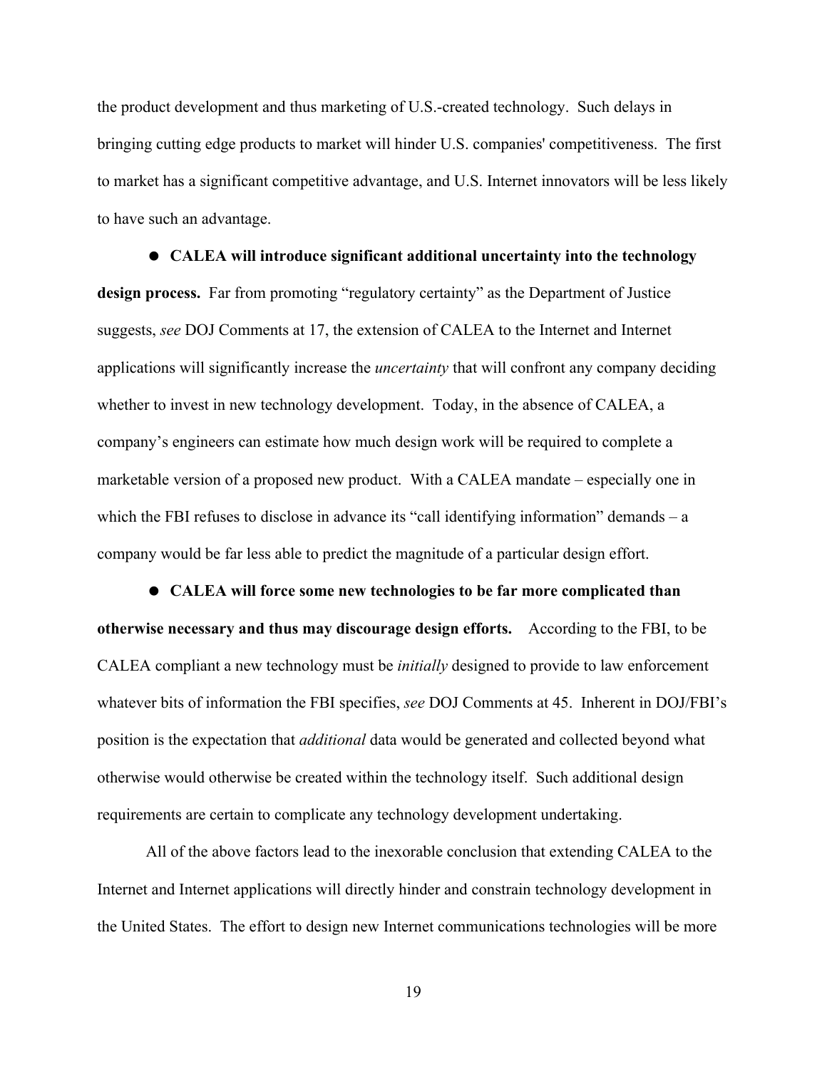the product development and thus marketing of U.S.-created technology. Such delays in bringing cutting edge products to market will hinder U.S. companies' competitiveness. The first to market has a significant competitive advantage, and U.S. Internet innovators will be less likely to have such an advantage.

- **CALEA will introduce significant additional uncertainty into the technology design process.** Far from promoting "regulatory certainty" as the Department of Justice suggests, *see* DOJ Comments at 17, the extension of CALEA to the Internet and Internet applications will significantly increase the *uncertainty* that will confront any company deciding whether to invest in new technology development. Today, in the absence of CALEA, a company's engineers can estimate how much design work will be required to complete a marketable version of a proposed new product. With a CALEA mandate – especially one in which the FBI refuses to disclose in advance its "call identifying information" demands – a company would be far less able to predict the magnitude of a particular design effort.

- **CALEA will force some new technologies to be far more complicated than otherwise necessary and thus may discourage design efforts.** According to the FBI, to be CALEA compliant a new technology must be *initially* designed to provide to law enforcement whatever bits of information the FBI specifies, *see* DOJ Comments at 45. Inherent in DOJ/FBI's position is the expectation that *additional* data would be generated and collected beyond what otherwise would otherwise be created within the technology itself. Such additional design requirements are certain to complicate any technology development undertaking.

All of the above factors lead to the inexorable conclusion that extending CALEA to the Internet and Internet applications will directly hinder and constrain technology development in the United States. The effort to design new Internet communications technologies will be more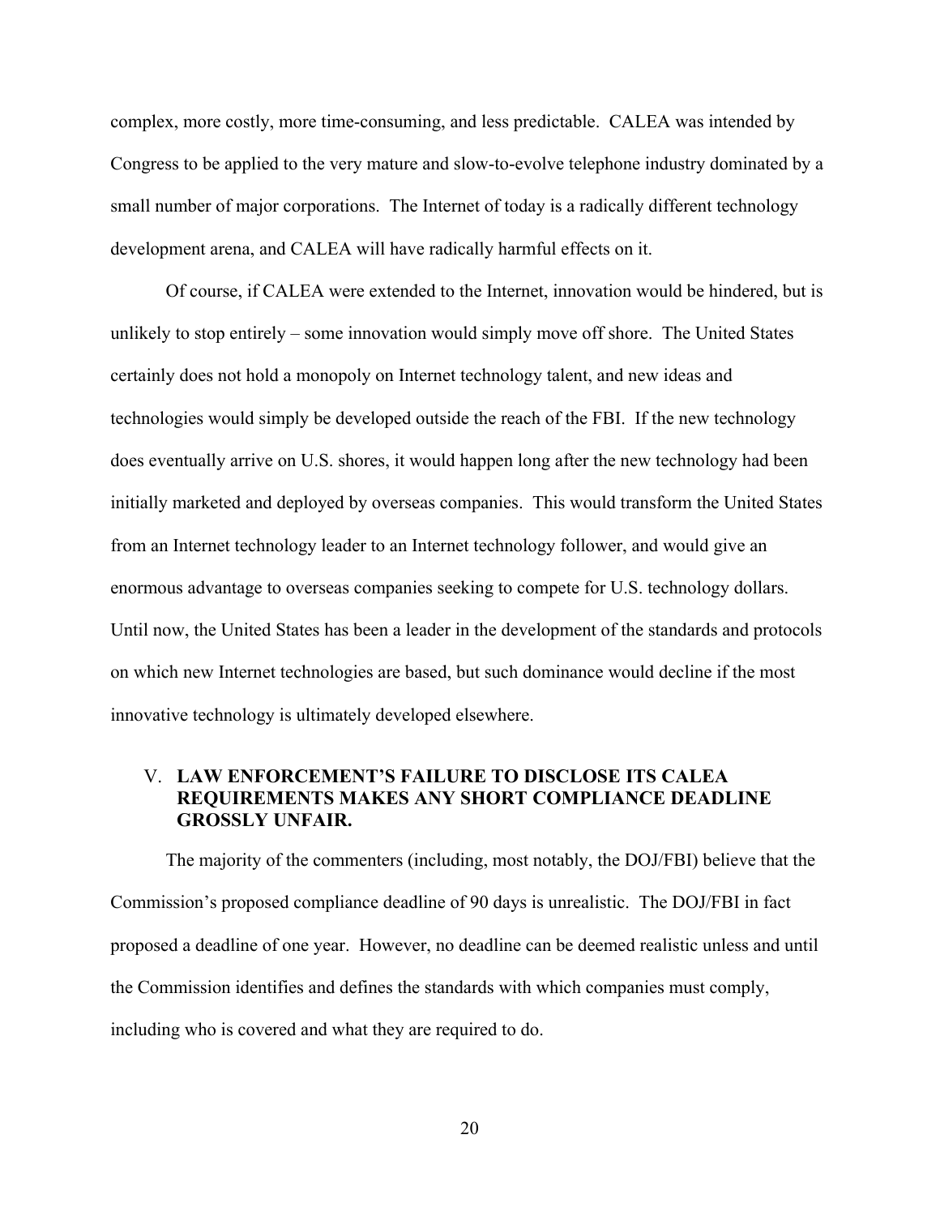complex, more costly, more time-consuming, and less predictable. CALEA was intended by Congress to be applied to the very mature and slow-to-evolve telephone industry dominated by a small number of major corporations. The Internet of today is a radically different technology development arena, and CALEA will have radically harmful effects on it.

Of course, if CALEA were extended to the Internet, innovation would be hindered, but is unlikely to stop entirely – some innovation would simply move off shore. The United States certainly does not hold a monopoly on Internet technology talent, and new ideas and technologies would simply be developed outside the reach of the FBI. If the new technology does eventually arrive on U.S. shores, it would happen long after the new technology had been initially marketed and deployed by overseas companies. This would transform the United States from an Internet technology leader to an Internet technology follower, and would give an enormous advantage to overseas companies seeking to compete for U.S. technology dollars. Until now, the United States has been a leader in the development of the standards and protocols on which new Internet technologies are based, but such dominance would decline if the most innovative technology is ultimately developed elsewhere.

## V. LAW ENFORCEMENT'S FAILURE TO DISCLOSE ITS CALEA REQUIREMENTS MAKES ANY SHORT COMPLIANCE DEADLINE GROSSLY UNFAIR.

The majority of the commenters (including, most notably, the DOJ/FBI) believe that the Commission's proposed compliance deadline of 90 days is unrealistic. The DOJ/FBI in fact proposed a deadline of one year. However, no deadline can be deemed realistic unless and until the Commission identifies and defines the standards with which companies must comply, including who is covered and what they are required to do.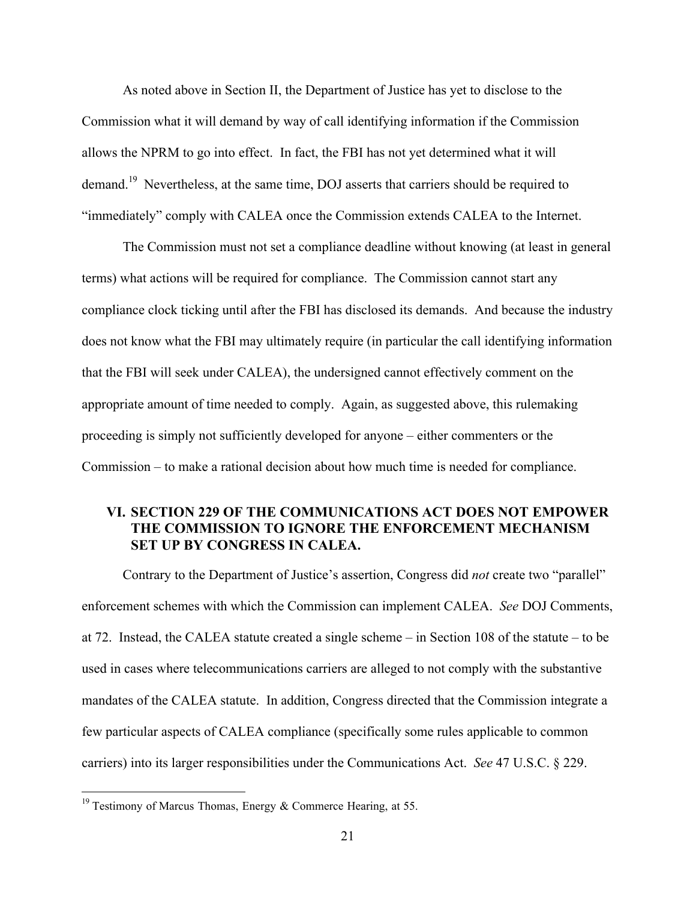As noted above in Section II, the Department of Justice has yet to disclose to the Commission what it will demand by way of call identifying information if the Commission allows the NPRM to go into effect. In fact, the FBI has not yet determined what it will demand.[19] Nevertheless, at the same time, DOJ asserts that carriers should be required to "immediately" comply with CALEA once the Commission extends CALEA to the Internet.

The Commission must not set a compliance deadline without knowing (at least in general terms) what actions will be required for compliance. The Commission cannot start any compliance clock ticking until after the FBI has disclosed its demands. And because the industry does not know what the FBI may ultimately require (in particular the call identifying information that the FBI will seek under CALEA), the undersigned cannot effectively comment on the appropriate amount of time needed to comply. Again, as suggested above, this rulemaking proceeding is simply not sufficiently developed for anyone – either commenters or the Commission – to make a rational decision about how much time is needed for compliance.

## VI. SECTION 229 OF THE COMMUNICATIONS ACT DOES NOT EMPOWER THE COMMISSION TO IGNORE THE ENFORCEMENT MECHANISM SET UP BY CONGRESS IN CALEA.

Contrary to the Department of Justice's assertion, Congress did *not* create two "parallel" enforcement schemes with which the Commission can implement CALEA. *See* DOJ Comments, at 72. Instead, the CALEA statute created a single scheme – in Section 108 of the statute – to be used in cases where telecommunications carriers are alleged to not comply with the substantive mandates of the CALEA statute. In addition, Congress directed that the Commission integrate a few particular aspects of CALEA compliance (specifically some rules applicable to common carriers) into its larger responsibilities under the Communications Act. *See* 47 U.S.C. § 229.

---

[19] Testimony of Marcus Thomas, Energy & Commerce Hearing, at 55.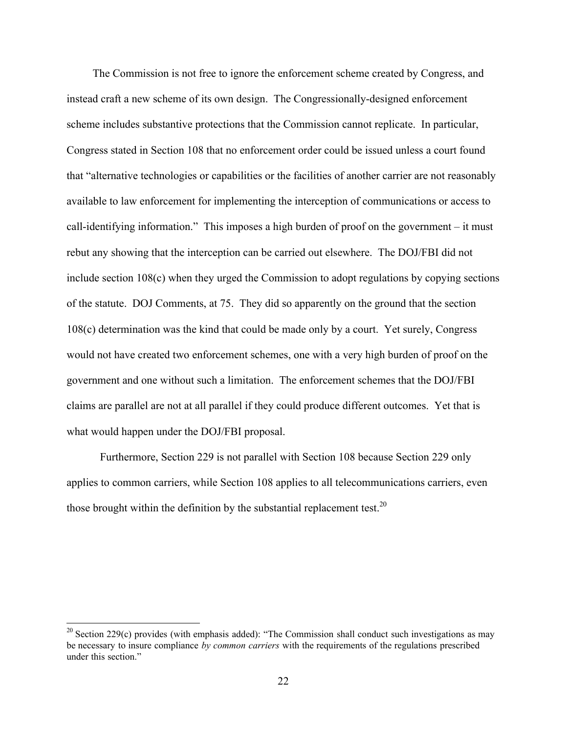The Commission is not free to ignore the enforcement scheme created by Congress, and instead craft a new scheme of its own design. The Congressionally-designed enforcement scheme includes substantive protections that the Commission cannot replicate. In particular, Congress stated in Section 108 that no enforcement order could be issued unless a court found that "alternative technologies or capabilities or the facilities of another carrier are not reasonably available to law enforcement for implementing the interception of communications or access to call-identifying information." This imposes a high burden of proof on the government – it must rebut any showing that the interception can be carried out elsewhere. The DOJ/FBI did not include section 108(c) when they urged the Commission to adopt regulations by copying sections of the statute. DOJ Comments, at 75. They did so apparently on the ground that the section 108(c) determination was the kind that could be made only by a court. Yet surely, Congress would not have created two enforcement schemes, one with a very high burden of proof on the government and one without such a limitation. The enforcement schemes that the DOJ/FBI claims are parallel are not at all parallel if they could produce different outcomes. Yet that is what would happen under the DOJ/FBI proposal.

Furthermore, Section 229 is not parallel with Section 108 because Section 229 only applies to common carriers, while Section 108 applies to all telecommunications carriers, even those brought within the definition by the substantial replacement test.[20]

---

[20] Section 229(c) provides (with emphasis added): "The Commission shall conduct such investigations as may be necessary to insure compliance *by common carriers* with the requirements of the regulations prescribed under this section."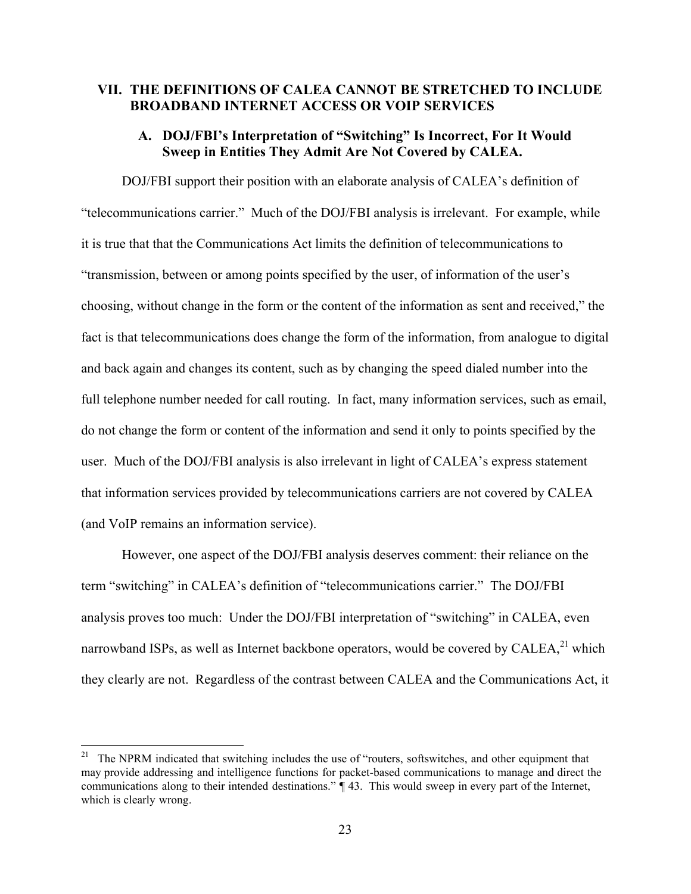## VII. THE DEFINITIONS OF CALEA CANNOT BE STRETCHED TO INCLUDE BROADBAND INTERNET ACCESS OR VOIP SERVICES

### A. DOJ/FBI's Interpretation of "Switching" Is Incorrect, For It Would Sweep in Entities They Admit Are Not Covered by CALEA.

DOJ/FBI support their position with an elaborate analysis of CALEA's definition of "telecommunications carrier." Much of the DOJ/FBI analysis is irrelevant. For example, while it is true that that the Communications Act limits the definition of telecommunications to "transmission, between or among points specified by the user, of information of the user's choosing, without change in the form or the content of the information as sent and received," the fact is that telecommunications does change the form of the information, from analogue to digital and back again and changes its content, such as by changing the speed dialed number into the full telephone number needed for call routing. In fact, many information services, such as email, do not change the form or content of the information and send it only to points specified by the user. Much of the DOJ/FBI analysis is also irrelevant in light of CALEA's express statement that information services provided by telecommunications carriers are not covered by CALEA (and VoIP remains an information service).

However, one aspect of the DOJ/FBI analysis deserves comment: their reliance on the term "switching" in CALEA's definition of "telecommunications carrier." The DOJ/FBI analysis proves too much: Under the DOJ/FBI interpretation of "switching" in CALEA, even narrowband ISPs, as well as Internet backbone operators, would be covered by CALEA,[21] which they clearly are not. Regardless of the contrast between CALEA and the Communications Act, it

[21] The NPRM indicated that switching includes the use of "routers, softswitches, and other equipment that may provide addressing and intelligence functions for packet-based communications to manage and direct the communications along to their intended destinations." ¶ 43. This would sweep in every part of the Internet, which is clearly wrong.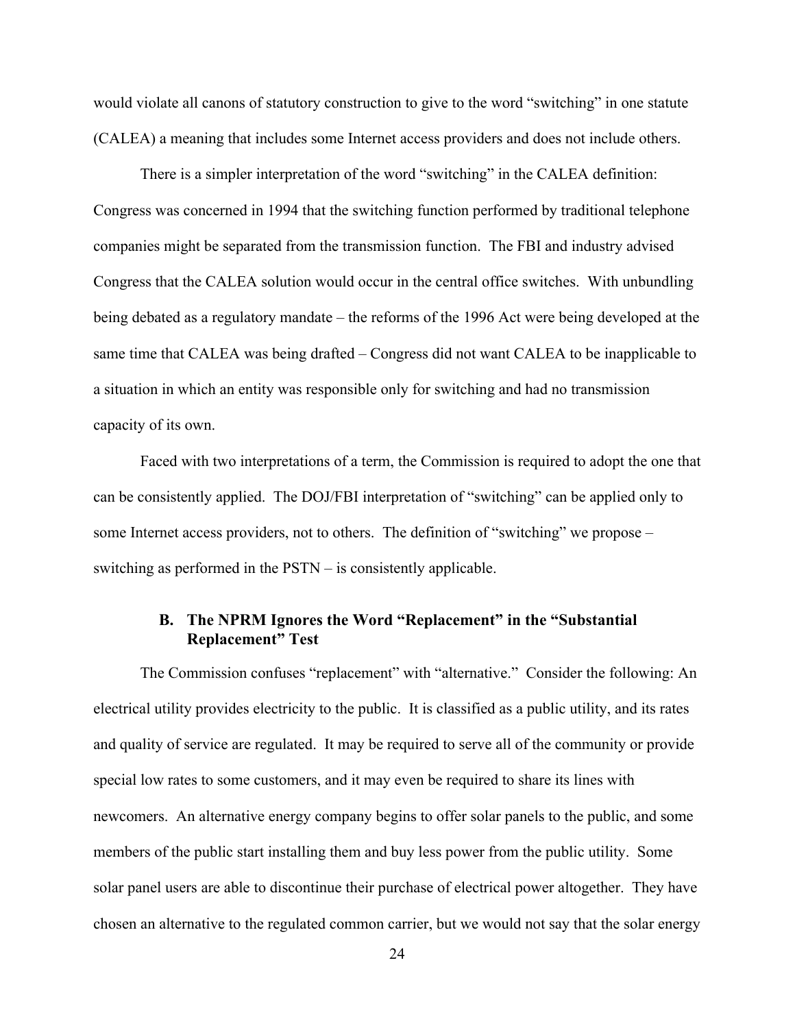would violate all canons of statutory construction to give to the word "switching" in one statute (CALEA) a meaning that includes some Internet access providers and does not include others.

There is a simpler interpretation of the word "switching" in the CALEA definition: Congress was concerned in 1994 that the switching function performed by traditional telephone companies might be separated from the transmission function. The FBI and industry advised Congress that the CALEA solution would occur in the central office switches. With unbundling being debated as a regulatory mandate – the reforms of the 1996 Act were being developed at the same time that CALEA was being drafted – Congress did not want CALEA to be inapplicable to a situation in which an entity was responsible only for switching and had no transmission capacity of its own.

Faced with two interpretations of a term, the Commission is required to adopt the one that can be consistently applied. The DOJ/FBI interpretation of "switching" can be applied only to some Internet access providers, not to others. The definition of "switching" we propose – switching as performed in the PSTN – is consistently applicable.

### B. The NPRM Ignores the Word "Replacement" in the "Substantial Replacement" Test

The Commission confuses "replacement" with "alternative." Consider the following: An electrical utility provides electricity to the public. It is classified as a public utility, and its rates and quality of service are regulated. It may be required to serve all of the community or provide special low rates to some customers, and it may even be required to share its lines with newcomers. An alternative energy company begins to offer solar panels to the public, and some members of the public start installing them and buy less power from the public utility. Some solar panel users are able to discontinue their purchase of electrical power altogether. They have chosen an alternative to the regulated common carrier, but we would not say that the solar energy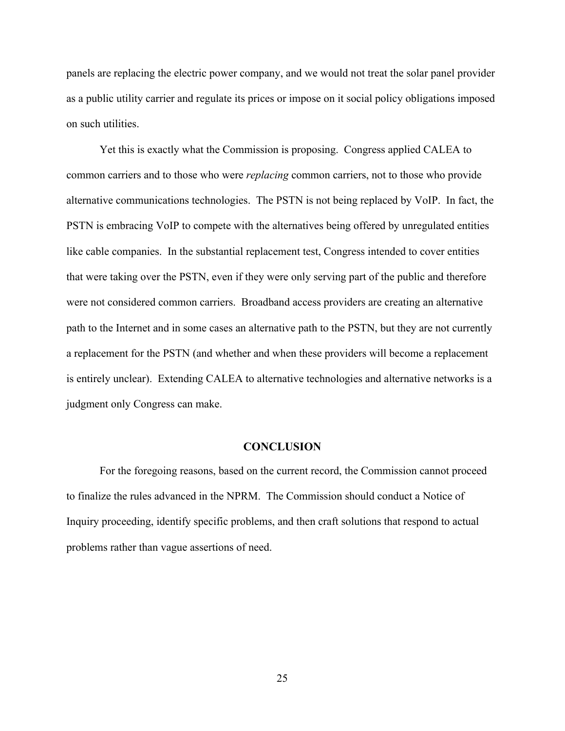panels are replacing the electric power company, and we would not treat the solar panel provider as a public utility carrier and regulate its prices or impose on it social policy obligations imposed on such utilities.

Yet this is exactly what the Commission is proposing. Congress applied CALEA to common carriers and to those who were *replacing* common carriers, not to those who provide alternative communications technologies. The PSTN is not being replaced by VoIP. In fact, the PSTN is embracing VoIP to compete with the alternatives being offered by unregulated entities like cable companies. In the substantial replacement test, Congress intended to cover entities that were taking over the PSTN, even if they were only serving part of the public and therefore were not considered common carriers. Broadband access providers are creating an alternative path to the Internet and in some cases an alternative path to the PSTN, but they are not currently a replacement for the PSTN (and whether and when these providers will become a replacement is entirely unclear). Extending CALEA to alternative technologies and alternative networks is a judgment only Congress can make.

## CONCLUSION

For the foregoing reasons, based on the current record, the Commission cannot proceed to finalize the rules advanced in the NPRM. The Commission should conduct a Notice of Inquiry proceeding, identify specific problems, and then craft solutions that respond to actual problems rather than vague assertions of need.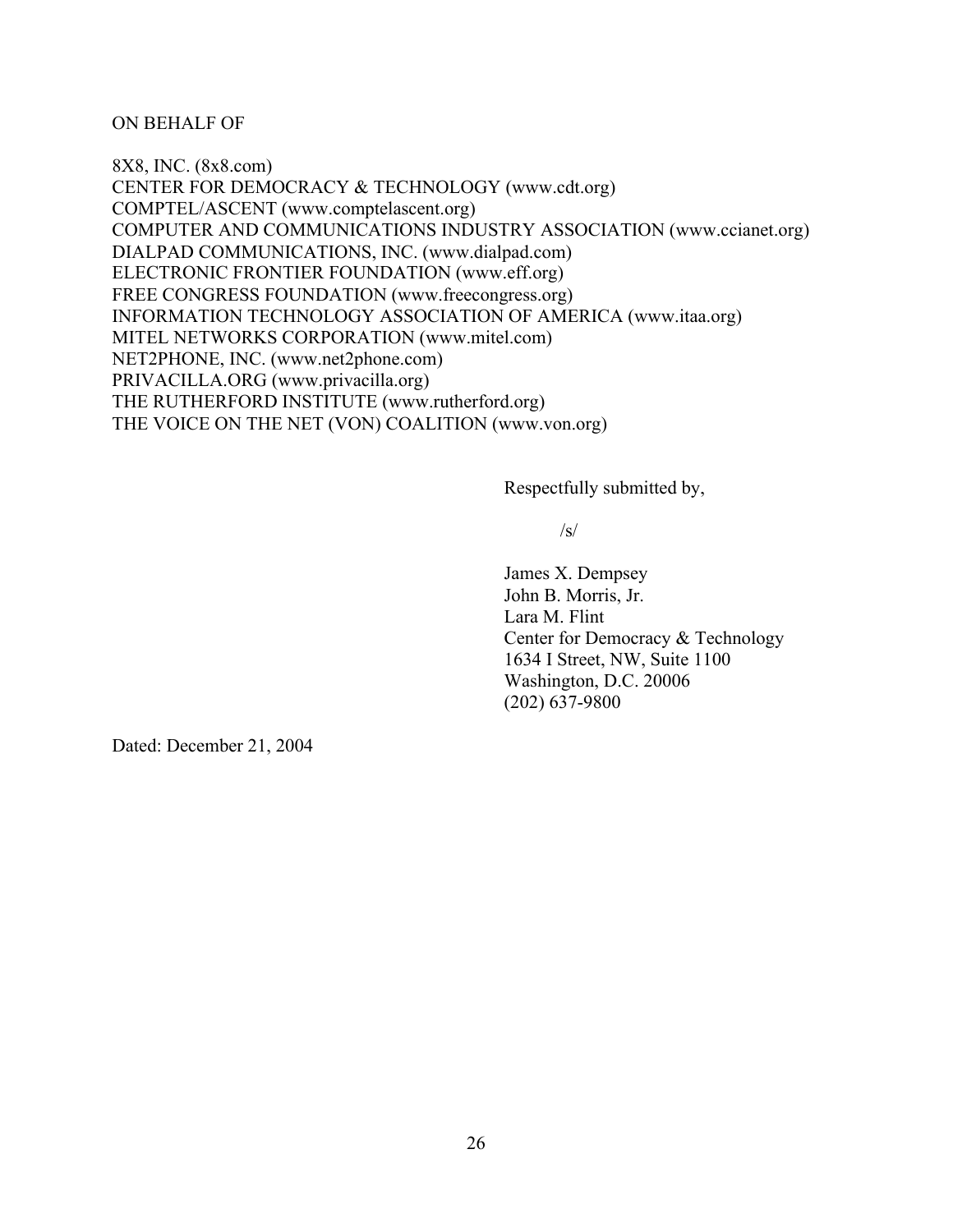ON BEHALF OF

8X8, INC. (8x8.com)
CENTER FOR DEMOCRACY & TECHNOLOGY (www.cdt.org)
COMPTEL/ASCENT (www.comptelascent.org)
COMPUTER AND COMMUNICATIONS INDUSTRY ASSOCIATION (www.ccianet.org)
DIALPAD COMMUNICATIONS, INC. (www.dialpad.com)
ELECTRONIC FRONTIER FOUNDATION (www.eff.org)
FREE CONGRESS FOUNDATION (www.freecongress.org)
INFORMATION TECHNOLOGY ASSOCIATION OF AMERICA (www.itaa.org)
MITEL NETWORKS CORPORATION (www.mitel.com)
NET2PHONE, INC. (www.net2phone.com)
PRIVACILLA.ORG (www.privacilla.org)
THE RUTHERFORD INSTITUTE (www.rutherford.org)
THE VOICE ON THE NET (VON) COALITION (www.von.org)

Respectfully submitted by,

/s/

James X. Dempsey
John B. Morris, Jr.
Lara M. Flint
Center for Democracy & Technology
1634 I Street, NW, Suite 1100
Washington, D.C. 20006
(202) 637-9800

Dated: December 21, 2004